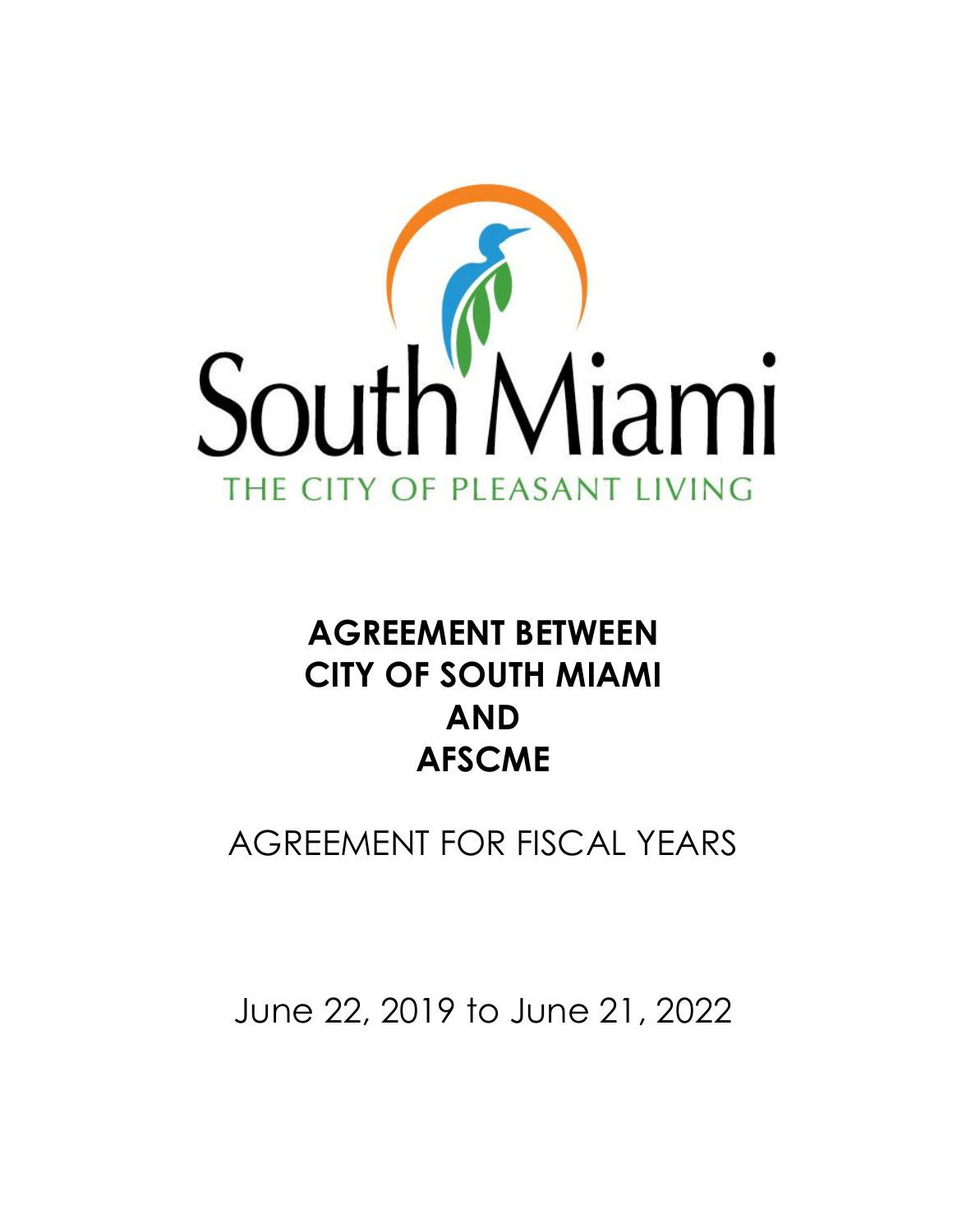South Miami

THE CITY OF PLEASANT LIVING

# AGREEMENT BETWEEN CITY OF SOUTH MIAMI AND AFSCME

AGREEMENT FOR FISCAL YEARS

June 22, 2019 to June 21, 2022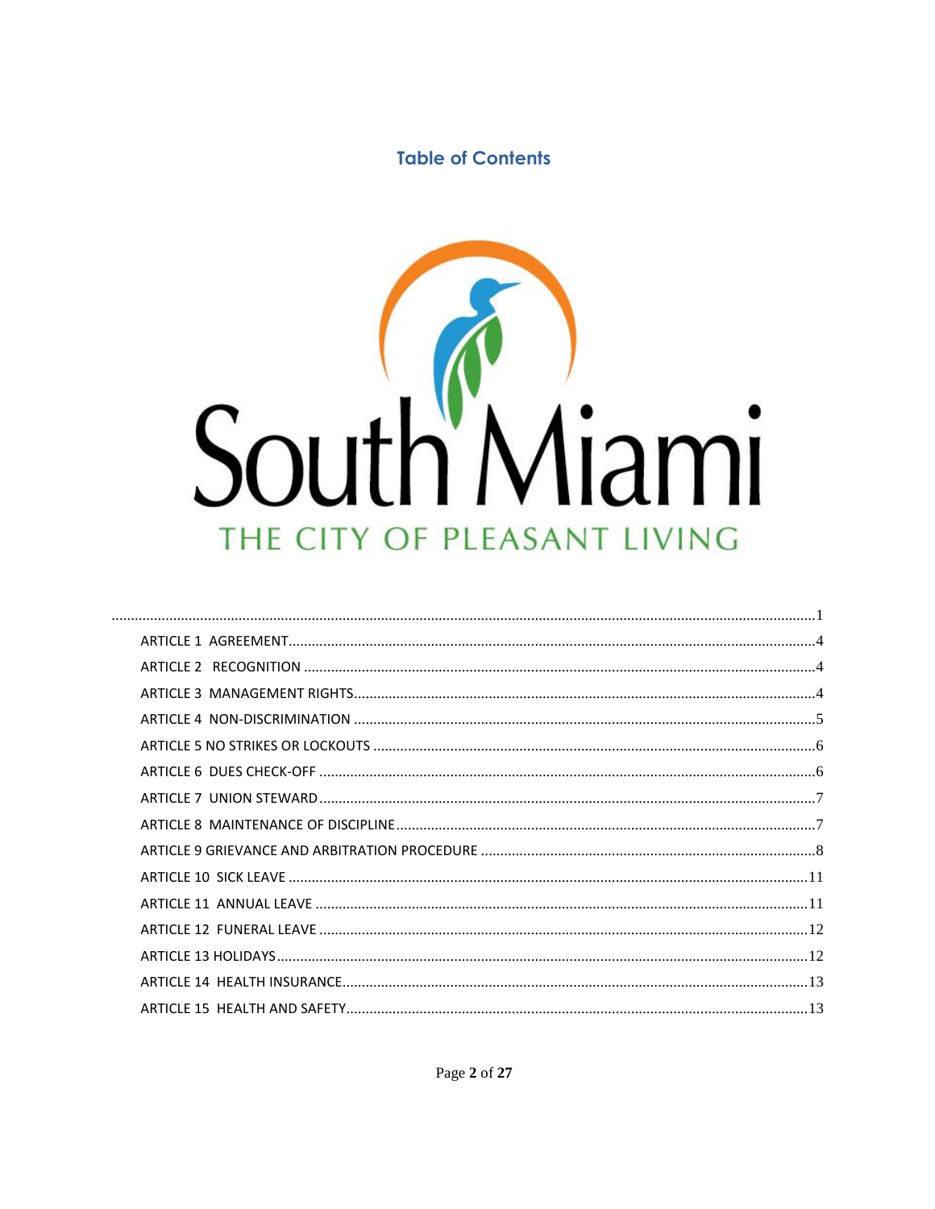## Table of Contents

South Miami

THE CITY OF PLEASANT LIVING

........................................................................................................................................................1

ARTICLE 1 AGREEMENT.......................................................................................................................4

ARTICLE 2 RECOGNITION ...................................................................................................................4

ARTICLE 3 MANAGEMENT RIGHTS.......................................................................................................4

ARTICLE 4 NON-DISCRIMINATION .......................................................................................................5

ARTICLE 5 NO STRIKES OR LOCKOUTS ..................................................................................................6

ARTICLE 6 DUES CHECK-OFF ................................................................................................................6

ARTICLE 7 UNION STEWARD................................................................................................................7

ARTICLE 8 MAINTENANCE OF DISCIPLINE............................................................................................7

ARTICLE 9 GRIEVANCE AND ARBITRATION PROCEDURE .......................................................................8

ARTICLE 10 SICK LEAVE .......................................................................................................................11

ARTICLE 11 ANNUAL LEAVE ..............................................................................................................11

ARTICLE 12 FUNERAL LEAVE ..............................................................................................................12

ARTICLE 13 HOLIDAYS.........................................................................................................................12

ARTICLE 14 HEALTH INSURANCE........................................................................................................13

ARTICLE 15 HEALTH AND SAFETY.......................................................................................................13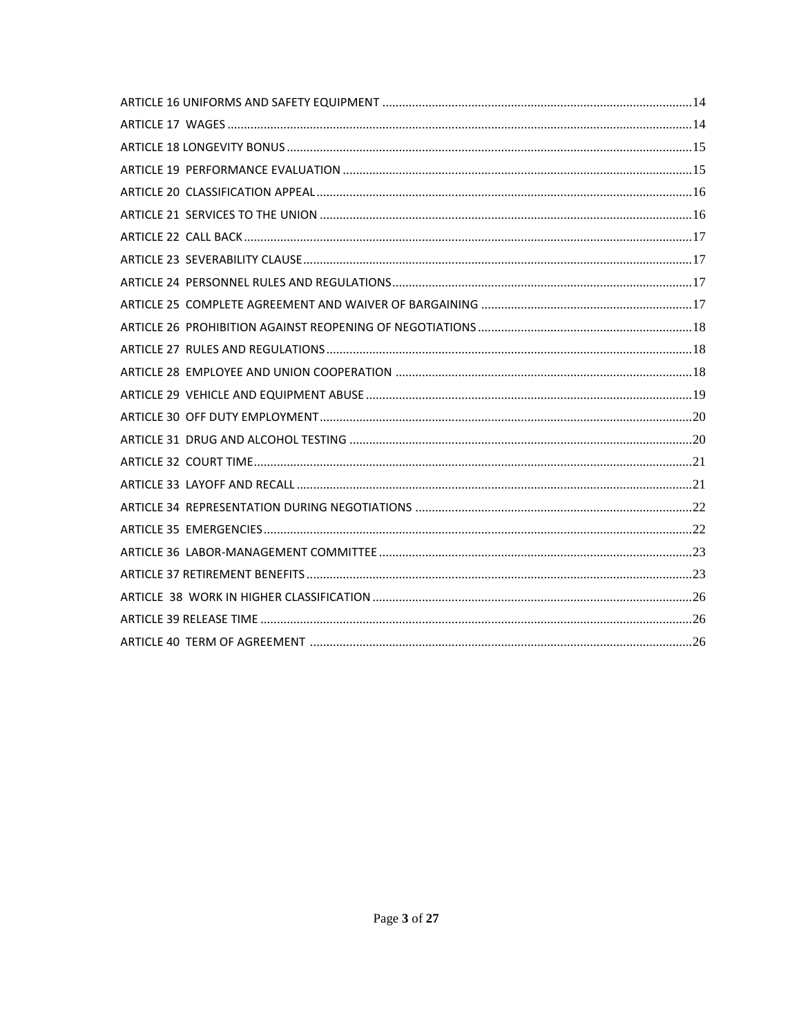ARTICLE 16 UNIFORMS AND SAFETY EQUIPMENT ....................................................................................14
ARTICLE 17 WAGES .........................................................................................................................14
ARTICLE 18 LONGEVITY BONUS .........................................................................................................15
ARTICLE 19 PERFORMANCE EVALUATION ...........................................................................................15
ARTICLE 20 CLASSIFICATION APPEAL ..................................................................................................16
ARTICLE 21 SERVICES TO THE UNION ..................................................................................................16
ARTICLE 22 CALL BACK ......................................................................................................................17
ARTICLE 23 SEVERABILITY CLAUSE .....................................................................................................17
ARTICLE 24 PERSONNEL RULES AND REGULATIONS ..............................................................................17
ARTICLE 25 COMPLETE AGREEMENT AND WAIVER OF BARGAINING ......................................................17
ARTICLE 26 PROHIBITION AGAINST REOPENING OF NEGOTIATIONS .......................................................18
ARTICLE 27 RULES AND REGULATIONS ...............................................................................................18
ARTICLE 28 EMPLOYEE AND UNION COOPERATION ..............................................................................18
ARTICLE 29 VEHICLE AND EQUIPMENT ABUSE ....................................................................................19
ARTICLE 30 OFF DUTY EMPLOYMENT .................................................................................................20
ARTICLE 31 DRUG AND ALCOHOL TESTING .........................................................................................20
ARTICLE 32 COURT TIME ....................................................................................................................21
ARTICLE 33 LAYOFF AND RECALL ........................................................................................................21
ARTICLE 34 REPRESENTATION DURING NEGOTIATIONS .......................................................................22
ARTICLE 35 EMERGENCIES ..................................................................................................................22
ARTICLE 36 LABOR-MANAGEMENT COMMITTEE ..................................................................................23
ARTICLE 37 RETIREMENT BENEFITS .....................................................................................................23
ARTICLE 38 WORK IN HIGHER CLASSIFICATION ...................................................................................26
ARTICLE 39 RELEASE TIME ..................................................................................................................26
ARTICLE 40 TERM OF AGREEMENT .....................................................................................................26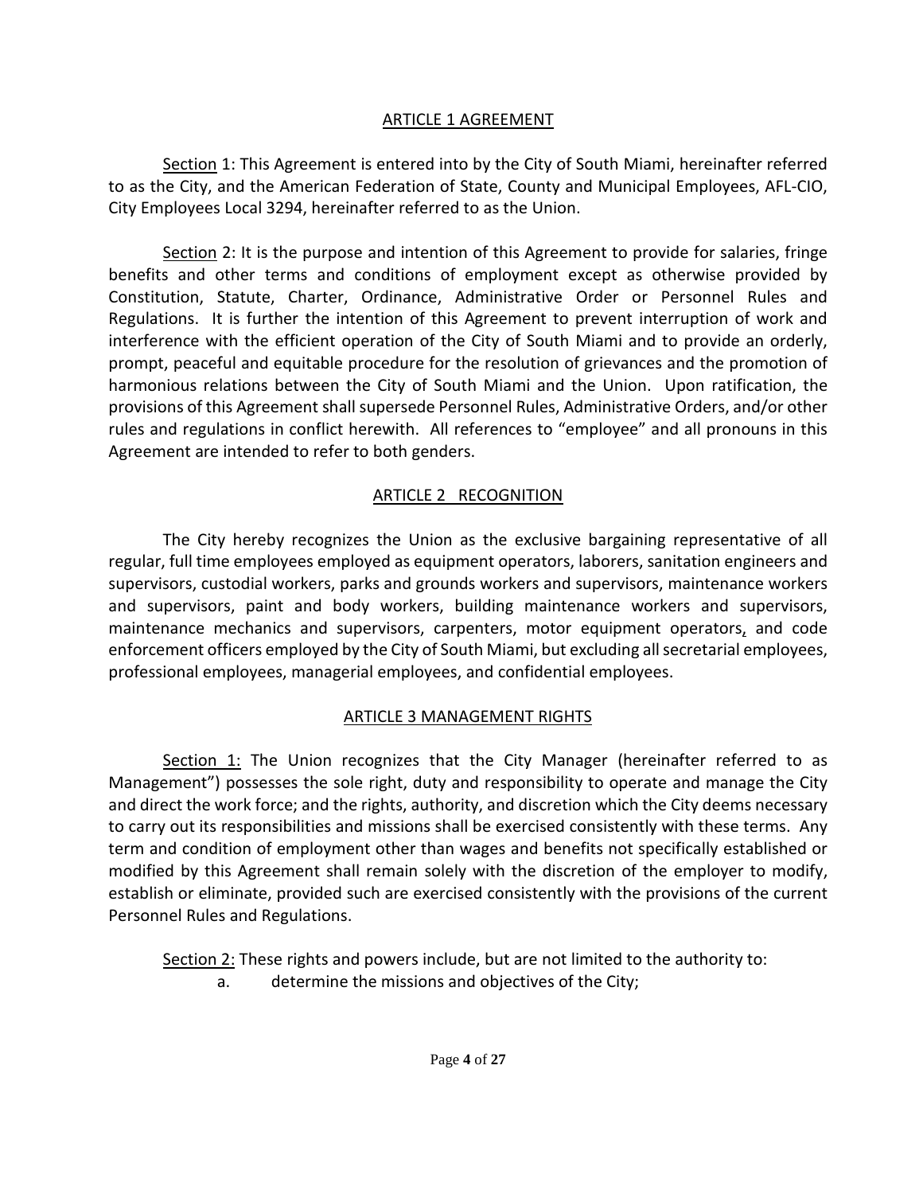## ARTICLE 1 AGREEMENT

Section 1: This Agreement is entered into by the City of South Miami, hereinafter referred to as the City, and the American Federation of State, County and Municipal Employees, AFL-CIO, City Employees Local 3294, hereinafter referred to as the Union.

Section 2: It is the purpose and intention of this Agreement to provide for salaries, fringe benefits and other terms and conditions of employment except as otherwise provided by Constitution, Statute, Charter, Ordinance, Administrative Order or Personnel Rules and Regulations. It is further the intention of this Agreement to prevent interruption of work and interference with the efficient operation of the City of South Miami and to provide an orderly, prompt, peaceful and equitable procedure for the resolution of grievances and the promotion of harmonious relations between the City of South Miami and the Union. Upon ratification, the provisions of this Agreement shall supersede Personnel Rules, Administrative Orders, and/or other rules and regulations in conflict herewith. All references to "employee" and all pronouns in this Agreement are intended to refer to both genders.

## ARTICLE 2 RECOGNITION

The City hereby recognizes the Union as the exclusive bargaining representative of all regular, full time employees employed as equipment operators, laborers, sanitation engineers and supervisors, custodial workers, parks and grounds workers and supervisors, maintenance workers and supervisors, paint and body workers, building maintenance workers and supervisors, maintenance mechanics and supervisors, carpenters, motor equipment operators, and code enforcement officers employed by the City of South Miami, but excluding all secretarial employees, professional employees, managerial employees, and confidential employees.

## ARTICLE 3 MANAGEMENT RIGHTS

Section 1: The Union recognizes that the City Manager (hereinafter referred to as Management") possesses the sole right, duty and responsibility to operate and manage the City and direct the work force; and the rights, authority, and discretion which the City deems necessary to carry out its responsibilities and missions shall be exercised consistently with these terms. Any term and condition of employment other than wages and benefits not specifically established or modified by this Agreement shall remain solely with the discretion of the employer to modify, establish or eliminate, provided such are exercised consistently with the provisions of the current Personnel Rules and Regulations.

Section 2: These rights and powers include, but are not limited to the authority to:

a. determine the missions and objectives of the City;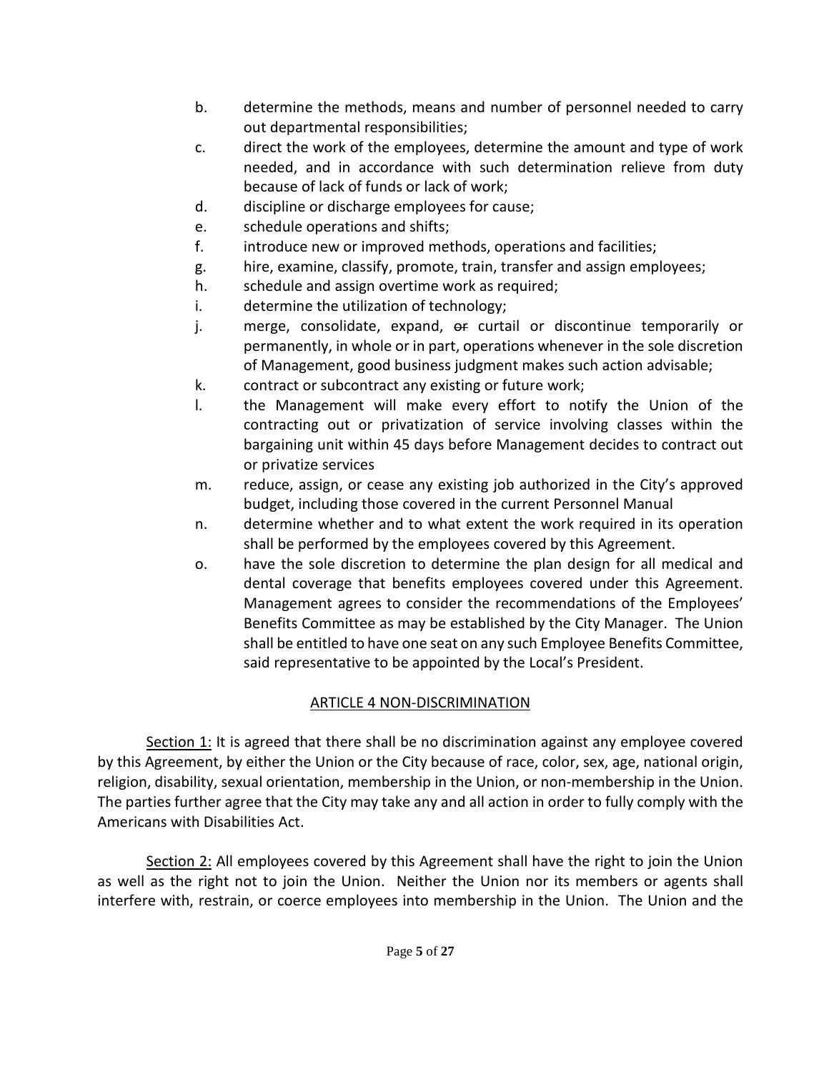b. determine the methods, means and number of personnel needed to carry out departmental responsibilities;

c. direct the work of the employees, determine the amount and type of work needed, and in accordance with such determination relieve from duty because of lack of funds or lack of work;

d. discipline or discharge employees for cause;

e. schedule operations and shifts;

f. introduce new or improved methods, operations and facilities;

g. hire, examine, classify, promote, train, transfer and assign employees;

h. schedule and assign overtime work as required;

i. determine the utilization of technology;

j. merge, consolidate, expand, ~~or~~ curtail or discontinue temporarily or permanently, in whole or in part, operations whenever in the sole discretion of Management, good business judgment makes such action advisable;

k. contract or subcontract any existing or future work;

l. the Management will make every effort to notify the Union of the contracting out or privatization of service involving classes within the bargaining unit within 45 days before Management decides to contract out or privatize services

m. reduce, assign, or cease any existing job authorized in the City's approved budget, including those covered in the current Personnel Manual

n. determine whether and to what extent the work required in its operation shall be performed by the employees covered by this Agreement.

o. have the sole discretion to determine the plan design for all medical and dental coverage that benefits employees covered under this Agreement. Management agrees to consider the recommendations of the Employees' Benefits Committee as may be established by the City Manager. The Union shall be entitled to have one seat on any such Employee Benefits Committee, said representative to be appointed by the Local's President.

## ARTICLE 4 NON-DISCRIMINATION

Section 1: It is agreed that there shall be no discrimination against any employee covered by this Agreement, by either the Union or the City because of race, color, sex, age, national origin, religion, disability, sexual orientation, membership in the Union, or non-membership in the Union. The parties further agree that the City may take any and all action in order to fully comply with the Americans with Disabilities Act.

Section 2: All employees covered by this Agreement shall have the right to join the Union as well as the right not to join the Union. Neither the Union nor its members or agents shall interfere with, restrain, or coerce employees into membership in the Union. The Union and the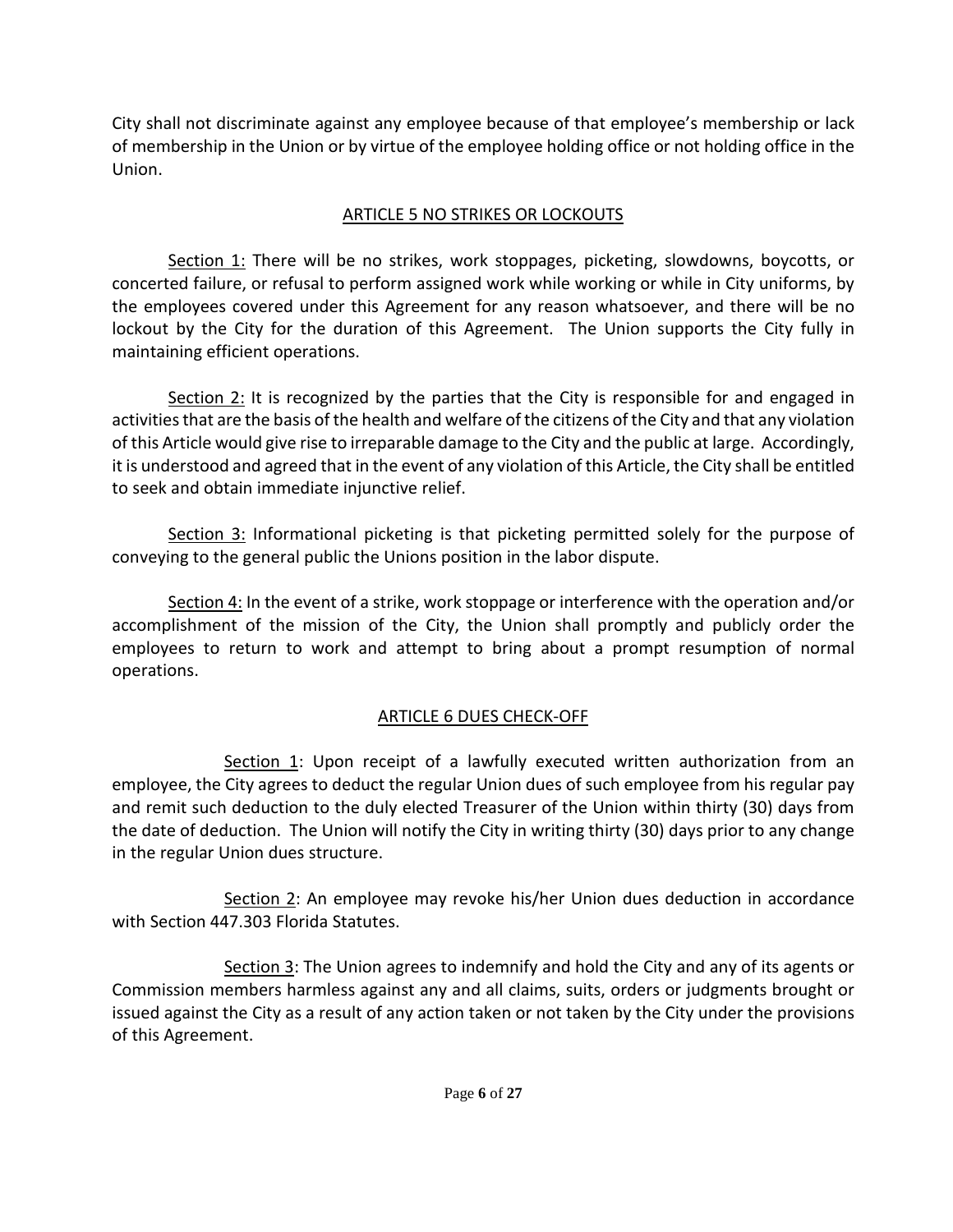City shall not discriminate against any employee because of that employee's membership or lack of membership in the Union or by virtue of the employee holding office or not holding office in the Union.

## ARTICLE 5 NO STRIKES OR LOCKOUTS

Section 1: There will be no strikes, work stoppages, picketing, slowdowns, boycotts, or concerted failure, or refusal to perform assigned work while working or while in City uniforms, by the employees covered under this Agreement for any reason whatsoever, and there will be no lockout by the City for the duration of this Agreement. The Union supports the City fully in maintaining efficient operations.

Section 2: It is recognized by the parties that the City is responsible for and engaged in activities that are the basis of the health and welfare of the citizens of the City and that any violation of this Article would give rise to irreparable damage to the City and the public at large. Accordingly, it is understood and agreed that in the event of any violation of this Article, the City shall be entitled to seek and obtain immediate injunctive relief.

Section 3: Informational picketing is that picketing permitted solely for the purpose of conveying to the general public the Unions position in the labor dispute.

Section 4: In the event of a strike, work stoppage or interference with the operation and/or accomplishment of the mission of the City, the Union shall promptly and publicly order the employees to return to work and attempt to bring about a prompt resumption of normal operations.

## ARTICLE 6 DUES CHECK-OFF

Section 1: Upon receipt of a lawfully executed written authorization from an employee, the City agrees to deduct the regular Union dues of such employee from his regular pay and remit such deduction to the duly elected Treasurer of the Union within thirty (30) days from the date of deduction. The Union will notify the City in writing thirty (30) days prior to any change in the regular Union dues structure.

Section 2: An employee may revoke his/her Union dues deduction in accordance with Section 447.303 Florida Statutes.

Section 3: The Union agrees to indemnify and hold the City and any of its agents or Commission members harmless against any and all claims, suits, orders or judgments brought or issued against the City as a result of any action taken or not taken by the City under the provisions of this Agreement.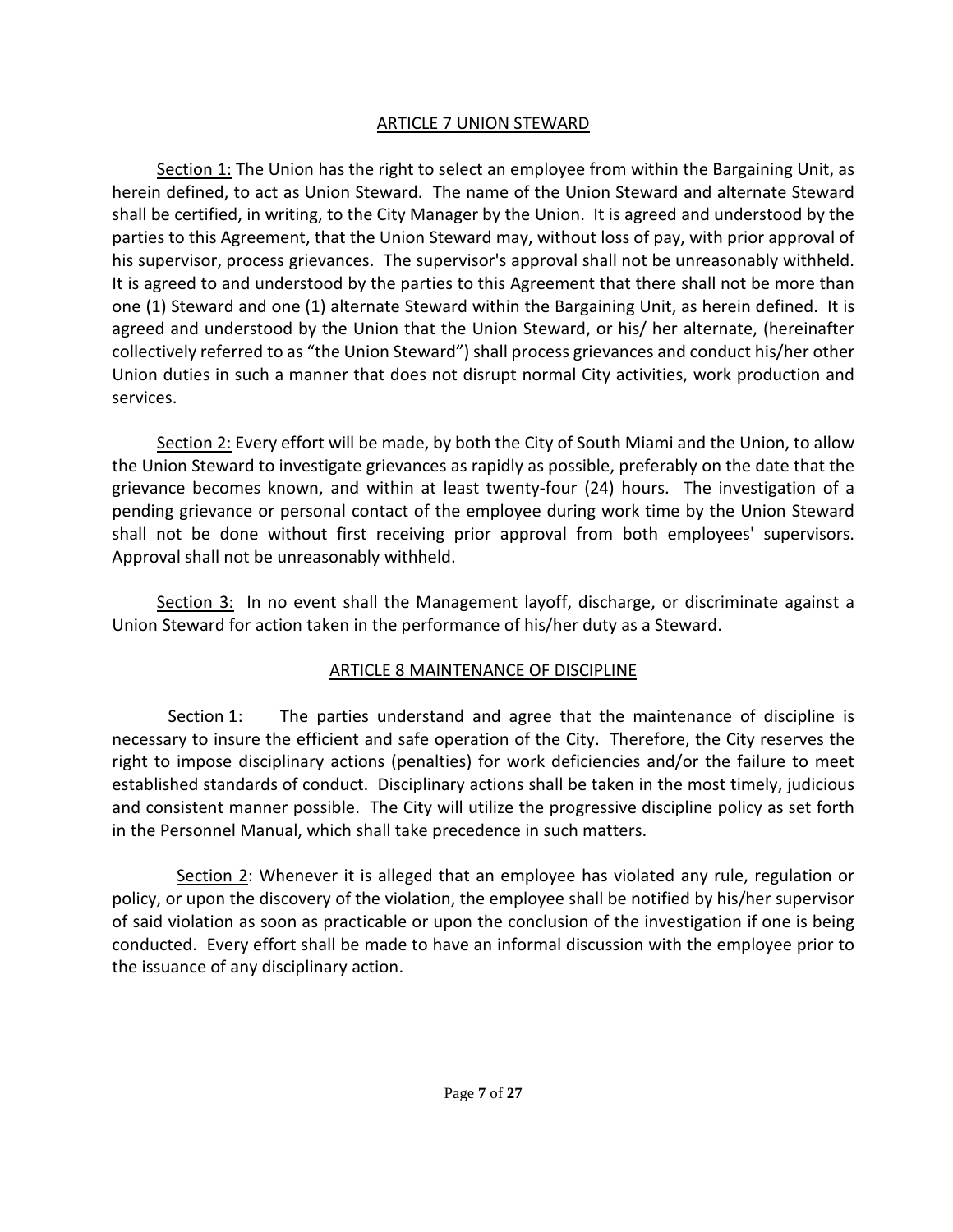## ARTICLE 7 UNION STEWARD

Section 1: The Union has the right to select an employee from within the Bargaining Unit, as herein defined, to act as Union Steward. The name of the Union Steward and alternate Steward shall be certified, in writing, to the City Manager by the Union. It is agreed and understood by the parties to this Agreement, that the Union Steward may, without loss of pay, with prior approval of his supervisor, process grievances. The supervisor's approval shall not be unreasonably withheld. It is agreed to and understood by the parties to this Agreement that there shall not be more than one (1) Steward and one (1) alternate Steward within the Bargaining Unit, as herein defined. It is agreed and understood by the Union that the Union Steward, or his/ her alternate, (hereinafter collectively referred to as "the Union Steward") shall process grievances and conduct his/her other Union duties in such a manner that does not disrupt normal City activities, work production and services.

Section 2: Every effort will be made, by both the City of South Miami and the Union, to allow the Union Steward to investigate grievances as rapidly as possible, preferably on the date that the grievance becomes known, and within at least twenty-four (24) hours. The investigation of a pending grievance or personal contact of the employee during work time by the Union Steward shall not be done without first receiving prior approval from both employees' supervisors. Approval shall not be unreasonably withheld.

Section 3: In no event shall the Management layoff, discharge, or discriminate against a Union Steward for action taken in the performance of his/her duty as a Steward.

## ARTICLE 8 MAINTENANCE OF DISCIPLINE

Section 1: The parties understand and agree that the maintenance of discipline is necessary to insure the efficient and safe operation of the City. Therefore, the City reserves the right to impose disciplinary actions (penalties) for work deficiencies and/or the failure to meet established standards of conduct. Disciplinary actions shall be taken in the most timely, judicious and consistent manner possible. The City will utilize the progressive discipline policy as set forth in the Personnel Manual, which shall take precedence in such matters.

Section 2: Whenever it is alleged that an employee has violated any rule, regulation or policy, or upon the discovery of the violation, the employee shall be notified by his/her supervisor of said violation as soon as practicable or upon the conclusion of the investigation if one is being conducted. Every effort shall be made to have an informal discussion with the employee prior to the issuance of any disciplinary action.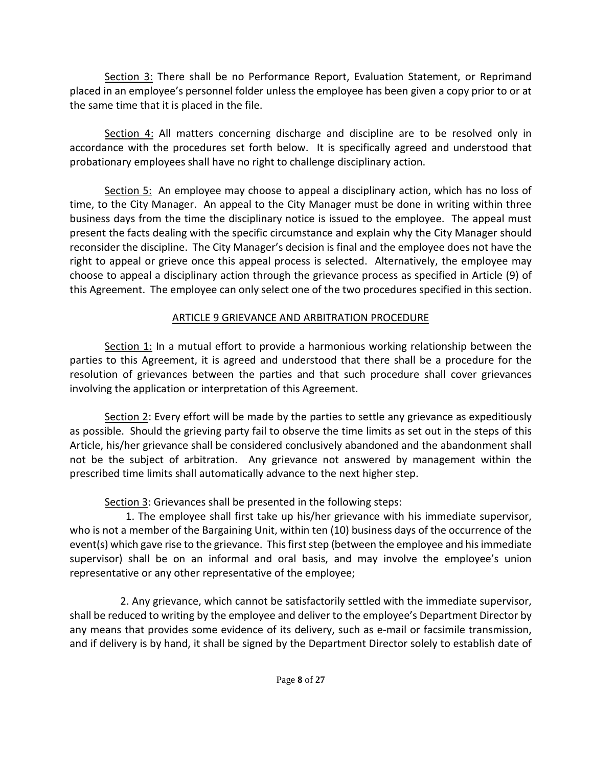Section 3: There shall be no Performance Report, Evaluation Statement, or Reprimand placed in an employee's personnel folder unless the employee has been given a copy prior to or at the same time that it is placed in the file.

Section 4: All matters concerning discharge and discipline are to be resolved only in accordance with the procedures set forth below. It is specifically agreed and understood that probationary employees shall have no right to challenge disciplinary action.

Section 5: An employee may choose to appeal a disciplinary action, which has no loss of time, to the City Manager. An appeal to the City Manager must be done in writing within three business days from the time the disciplinary notice is issued to the employee. The appeal must present the facts dealing with the specific circumstance and explain why the City Manager should reconsider the discipline. The City Manager's decision is final and the employee does not have the right to appeal or grieve once this appeal process is selected. Alternatively, the employee may choose to appeal a disciplinary action through the grievance process as specified in Article (9) of this Agreement. The employee can only select one of the two procedures specified in this section.

## ARTICLE 9 GRIEVANCE AND ARBITRATION PROCEDURE

Section 1: In a mutual effort to provide a harmonious working relationship between the parties to this Agreement, it is agreed and understood that there shall be a procedure for the resolution of grievances between the parties and that such procedure shall cover grievances involving the application or interpretation of this Agreement.

Section 2: Every effort will be made by the parties to settle any grievance as expeditiously as possible. Should the grieving party fail to observe the time limits as set out in the steps of this Article, his/her grievance shall be considered conclusively abandoned and the abandonment shall not be the subject of arbitration. Any grievance not answered by management within the prescribed time limits shall automatically advance to the next higher step.

Section 3: Grievances shall be presented in the following steps:

1. The employee shall first take up his/her grievance with his immediate supervisor, who is not a member of the Bargaining Unit, within ten (10) business days of the occurrence of the event(s) which gave rise to the grievance. This first step (between the employee and his immediate supervisor) shall be on an informal and oral basis, and may involve the employee's union representative or any other representative of the employee;

2. Any grievance, which cannot be satisfactorily settled with the immediate supervisor, shall be reduced to writing by the employee and deliver to the employee's Department Director by any means that provides some evidence of its delivery, such as e-mail or facsimile transmission, and if delivery is by hand, it shall be signed by the Department Director solely to establish date of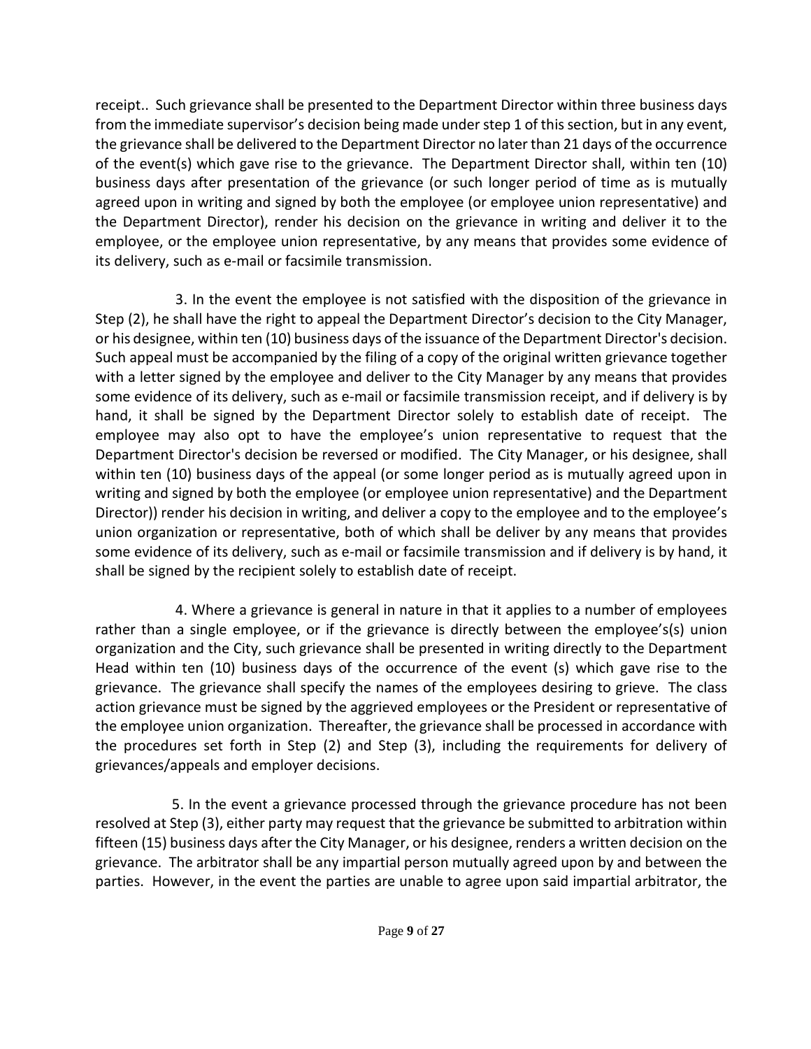receipt.. Such grievance shall be presented to the Department Director within three business days from the immediate supervisor's decision being made under step 1 of this section, but in any event, the grievance shall be delivered to the Department Director no later than 21 days of the occurrence of the event(s) which gave rise to the grievance. The Department Director shall, within ten (10) business days after presentation of the grievance (or such longer period of time as is mutually agreed upon in writing and signed by both the employee (or employee union representative) and the Department Director), render his decision on the grievance in writing and deliver it to the employee, or the employee union representative, by any means that provides some evidence of its delivery, such as e-mail or facsimile transmission.

3. In the event the employee is not satisfied with the disposition of the grievance in Step (2), he shall have the right to appeal the Department Director's decision to the City Manager, or his designee, within ten (10) business days of the issuance of the Department Director's decision. Such appeal must be accompanied by the filing of a copy of the original written grievance together with a letter signed by the employee and deliver to the City Manager by any means that provides some evidence of its delivery, such as e-mail or facsimile transmission receipt, and if delivery is by hand, it shall be signed by the Department Director solely to establish date of receipt. The employee may also opt to have the employee's union representative to request that the Department Director's decision be reversed or modified. The City Manager, or his designee, shall within ten (10) business days of the appeal (or some longer period as is mutually agreed upon in writing and signed by both the employee (or employee union representative) and the Department Director)) render his decision in writing, and deliver a copy to the employee and to the employee's union organization or representative, both of which shall be deliver by any means that provides some evidence of its delivery, such as e-mail or facsimile transmission and if delivery is by hand, it shall be signed by the recipient solely to establish date of receipt.

4. Where a grievance is general in nature in that it applies to a number of employees rather than a single employee, or if the grievance is directly between the employee's(s) union organization and the City, such grievance shall be presented in writing directly to the Department Head within ten (10) business days of the occurrence of the event (s) which gave rise to the grievance. The grievance shall specify the names of the employees desiring to grieve. The class action grievance must be signed by the aggrieved employees or the President or representative of the employee union organization. Thereafter, the grievance shall be processed in accordance with the procedures set forth in Step (2) and Step (3), including the requirements for delivery of grievances/appeals and employer decisions.

5. In the event a grievance processed through the grievance procedure has not been resolved at Step (3), either party may request that the grievance be submitted to arbitration within fifteen (15) business days after the City Manager, or his designee, renders a written decision on the grievance. The arbitrator shall be any impartial person mutually agreed upon by and between the parties. However, in the event the parties are unable to agree upon said impartial arbitrator, the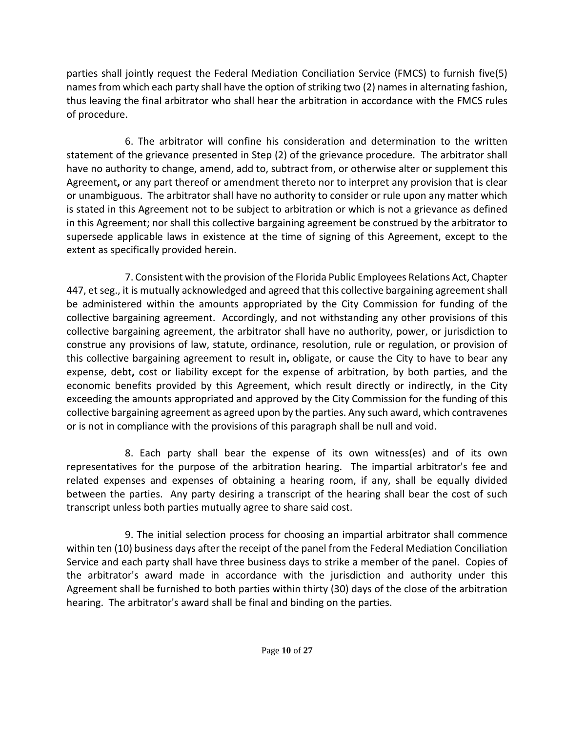parties shall jointly request the Federal Mediation Conciliation Service (FMCS) to furnish five(5) names from which each party shall have the option of striking two (2) names in alternating fashion, thus leaving the final arbitrator who shall hear the arbitration in accordance with the FMCS rules of procedure.

6. The arbitrator will confine his consideration and determination to the written statement of the grievance presented in Step (2) of the grievance procedure. The arbitrator shall have no authority to change, amend, add to, subtract from, or otherwise alter or supplement this Agreement**,** or any part thereof or amendment thereto nor to interpret any provision that is clear or unambiguous. The arbitrator shall have no authority to consider or rule upon any matter which is stated in this Agreement not to be subject to arbitration or which is not a grievance as defined in this Agreement; nor shall this collective bargaining agreement be construed by the arbitrator to supersede applicable laws in existence at the time of signing of this Agreement, except to the extent as specifically provided herein.

7. Consistent with the provision of the Florida Public Employees Relations Act, Chapter 447, et seg., it is mutually acknowledged and agreed that this collective bargaining agreement shall be administered within the amounts appropriated by the City Commission for funding of the collective bargaining agreement. Accordingly, and not withstanding any other provisions of this collective bargaining agreement, the arbitrator shall have no authority, power, or jurisdiction to construe any provisions of law, statute, ordinance, resolution, rule or regulation, or provision of this collective bargaining agreement to result in**,** obligate, or cause the City to have to bear any expense, debt**,** cost or liability except for the expense of arbitration, by both parties, and the economic benefits provided by this Agreement, which result directly or indirectly, in the City exceeding the amounts appropriated and approved by the City Commission for the funding of this collective bargaining agreement as agreed upon by the parties. Any such award, which contravenes or is not in compliance with the provisions of this paragraph shall be null and void.

8. Each party shall bear the expense of its own witness(es) and of its own representatives for the purpose of the arbitration hearing. The impartial arbitrator's fee and related expenses and expenses of obtaining a hearing room, if any, shall be equally divided between the parties. Any party desiring a transcript of the hearing shall bear the cost of such transcript unless both parties mutually agree to share said cost.

9. The initial selection process for choosing an impartial arbitrator shall commence within ten (10) business days after the receipt of the panel from the Federal Mediation Conciliation Service and each party shall have three business days to strike a member of the panel. Copies of the arbitrator's award made in accordance with the jurisdiction and authority under this Agreement shall be furnished to both parties within thirty (30) days of the close of the arbitration hearing. The arbitrator's award shall be final and binding on the parties.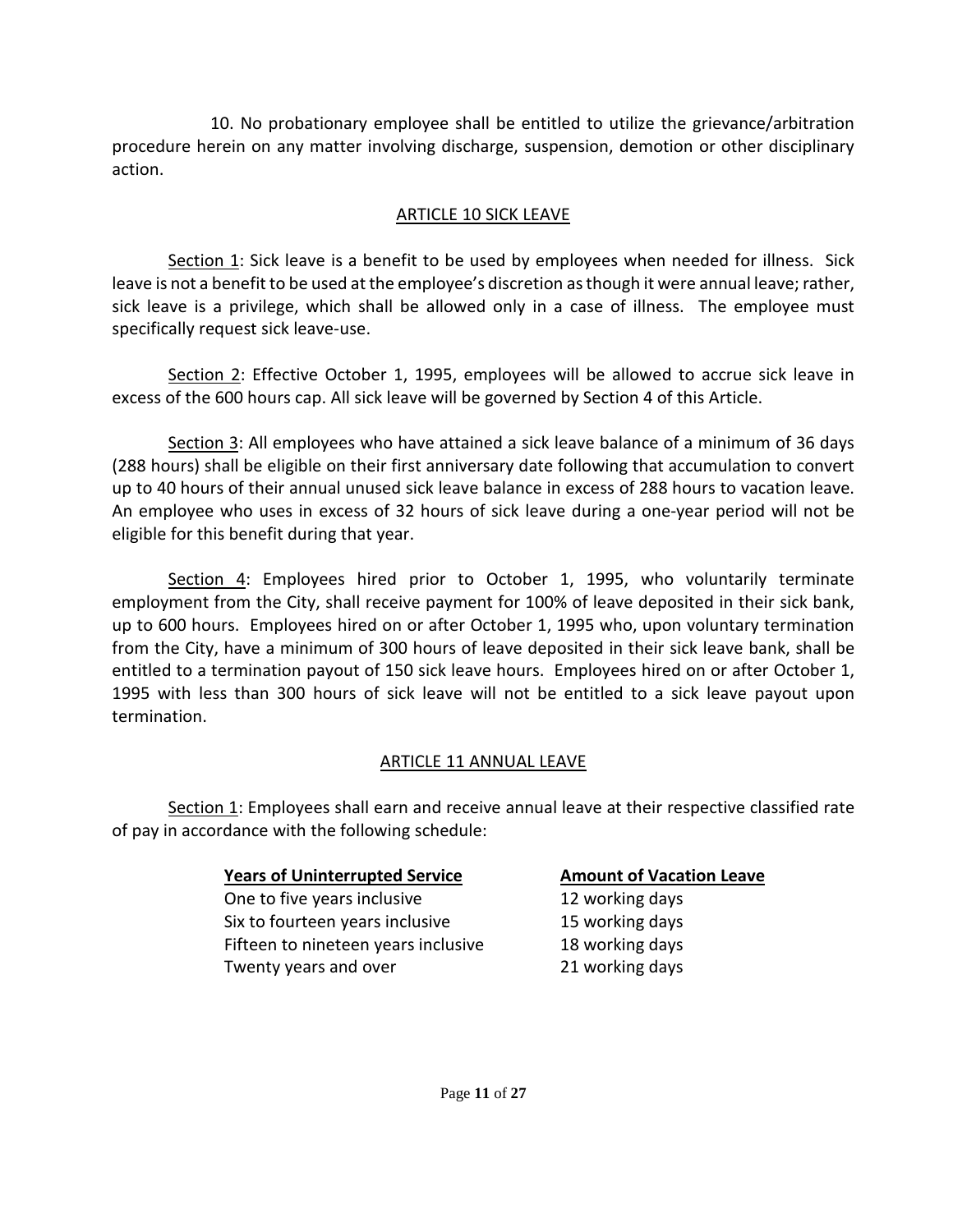10. No probationary employee shall be entitled to utilize the grievance/arbitration procedure herein on any matter involving discharge, suspension, demotion or other disciplinary action.

## ARTICLE 10 SICK LEAVE

Section 1: Sick leave is a benefit to be used by employees when needed for illness. Sick leave is not a benefit to be used at the employee's discretion as though it were annual leave; rather, sick leave is a privilege, which shall be allowed only in a case of illness. The employee must specifically request sick leave-use.

Section 2: Effective October 1, 1995, employees will be allowed to accrue sick leave in excess of the 600 hours cap. All sick leave will be governed by Section 4 of this Article.

Section 3: All employees who have attained a sick leave balance of a minimum of 36 days (288 hours) shall be eligible on their first anniversary date following that accumulation to convert up to 40 hours of their annual unused sick leave balance in excess of 288 hours to vacation leave. An employee who uses in excess of 32 hours of sick leave during a one-year period will not be eligible for this benefit during that year.

Section 4: Employees hired prior to October 1, 1995, who voluntarily terminate employment from the City, shall receive payment for 100% of leave deposited in their sick bank, up to 600 hours. Employees hired on or after October 1, 1995 who, upon voluntary termination from the City, have a minimum of 300 hours of leave deposited in their sick leave bank, shall be entitled to a termination payout of 150 sick leave hours. Employees hired on or after October 1, 1995 with less than 300 hours of sick leave will not be entitled to a sick leave payout upon termination.

## ARTICLE 11 ANNUAL LEAVE

Section 1: Employees shall earn and receive annual leave at their respective classified rate of pay in accordance with the following schedule:

| **Years of Uninterrupted Service** | **Amount of Vacation Leave** |
| --- | --- |
| One to five years inclusive | 12 working days |
| Six to fourteen years inclusive | 15 working days |
| Fifteen to nineteen years inclusive | 18 working days |
| Twenty years and over | 21 working days |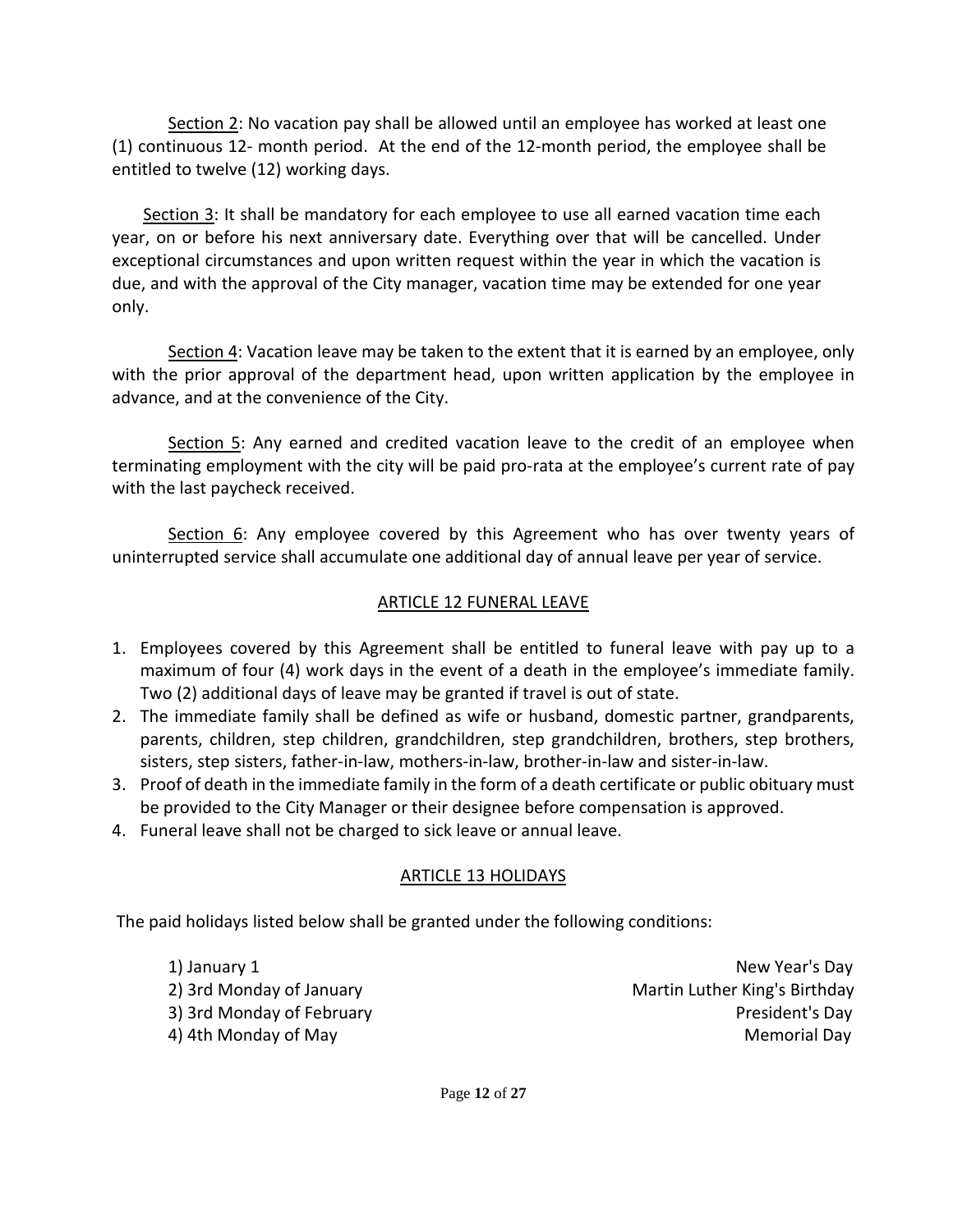Section 2: No vacation pay shall be allowed until an employee has worked at least one (1) continuous 12- month period. At the end of the 12-month period, the employee shall be entitled to twelve (12) working days.

Section 3: It shall be mandatory for each employee to use all earned vacation time each year, on or before his next anniversary date. Everything over that will be cancelled. Under exceptional circumstances and upon written request within the year in which the vacation is due, and with the approval of the City manager, vacation time may be extended for one year only.

Section 4: Vacation leave may be taken to the extent that it is earned by an employee, only with the prior approval of the department head, upon written application by the employee in advance, and at the convenience of the City.

Section 5: Any earned and credited vacation leave to the credit of an employee when terminating employment with the city will be paid pro-rata at the employee's current rate of pay with the last paycheck received.

Section 6: Any employee covered by this Agreement who has over twenty years of uninterrupted service shall accumulate one additional day of annual leave per year of service.

## ARTICLE 12 FUNERAL LEAVE

1. Employees covered by this Agreement shall be entitled to funeral leave with pay up to a maximum of four (4) work days in the event of a death in the employee's immediate family. Two (2) additional days of leave may be granted if travel is out of state.
2. The immediate family shall be defined as wife or husband, domestic partner, grandparents, parents, children, step children, grandchildren, step grandchildren, brothers, step brothers, sisters, step sisters, father-in-law, mothers-in-law, brother-in-law and sister-in-law.
3. Proof of death in the immediate family in the form of a death certificate or public obituary must be provided to the City Manager or their designee before compensation is approved.
4. Funeral leave shall not be charged to sick leave or annual leave.

## ARTICLE 13 HOLIDAYS

The paid holidays listed below shall be granted under the following conditions:

| | |
|---|---|
| 1) January 1 | New Year's Day |
| 2) 3rd Monday of January | Martin Luther King's Birthday |
| 3) 3rd Monday of February | President's Day |
| 4) 4th Monday of May | Memorial Day |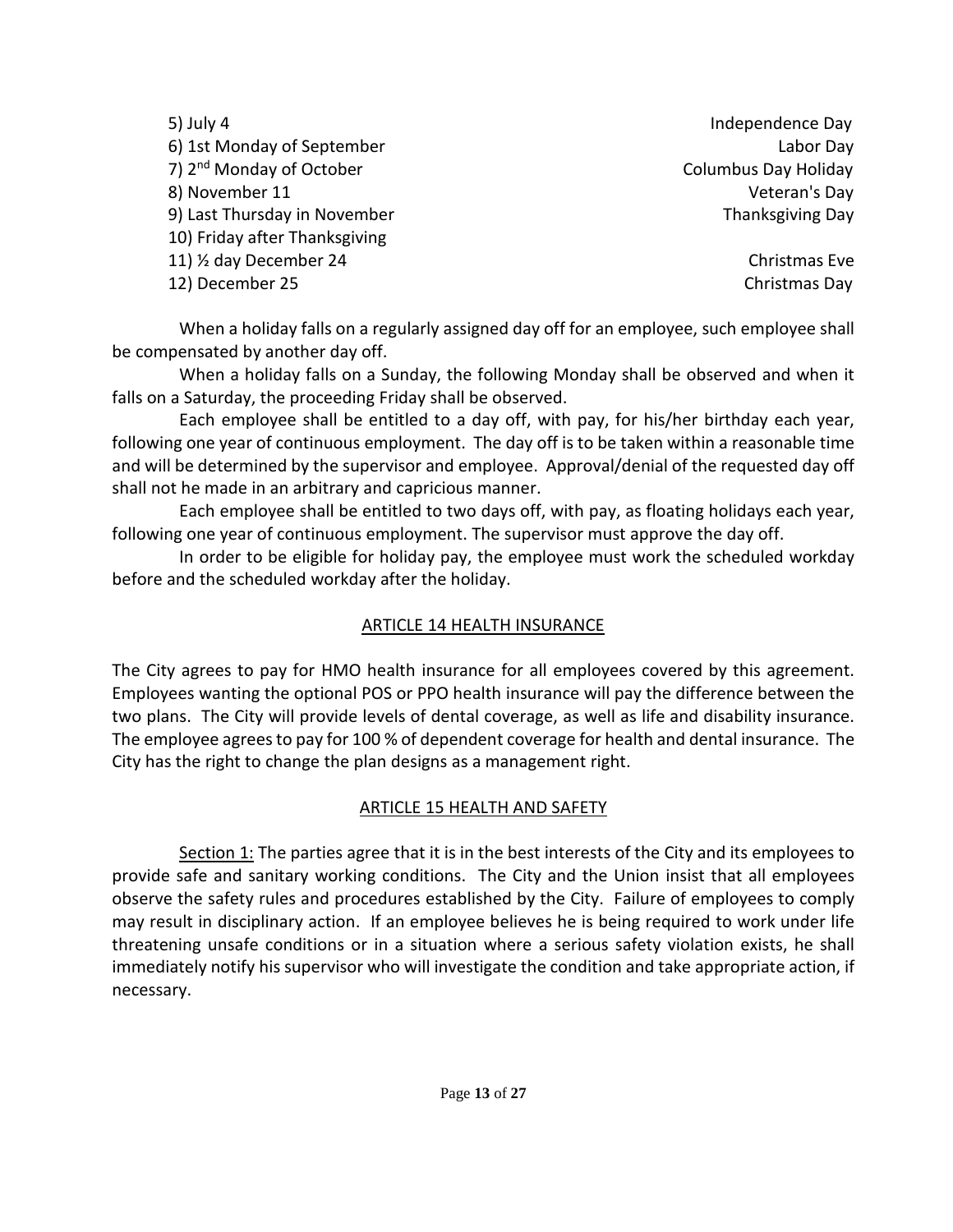| | |
|---|---|
| 5) July 4 | Independence Day |
| 6) 1st Monday of September | Labor Day |
| 7) 2nd Monday of October | Columbus Day Holiday |
| 8) November 11 | Veteran's Day |
| 9) Last Thursday in November | Thanksgiving Day |
| 10) Friday after Thanksgiving | |
| 11) ½ day December 24 | Christmas Eve |
| 12) December 25 | Christmas Day |

When a holiday falls on a regularly assigned day off for an employee, such employee shall be compensated by another day off.

When a holiday falls on a Sunday, the following Monday shall be observed and when it falls on a Saturday, the proceeding Friday shall be observed.

Each employee shall be entitled to a day off, with pay, for his/her birthday each year, following one year of continuous employment. The day off is to be taken within a reasonable time and will be determined by the supervisor and employee. Approval/denial of the requested day off shall not he made in an arbitrary and capricious manner.

Each employee shall be entitled to two days off, with pay, as floating holidays each year, following one year of continuous employment. The supervisor must approve the day off.

In order to be eligible for holiday pay, the employee must work the scheduled workday before and the scheduled workday after the holiday.

## ARTICLE 14 HEALTH INSURANCE

The City agrees to pay for HMO health insurance for all employees covered by this agreement. Employees wanting the optional POS or PPO health insurance will pay the difference between the two plans. The City will provide levels of dental coverage, as well as life and disability insurance. The employee agrees to pay for 100 % of dependent coverage for health and dental insurance. The City has the right to change the plan designs as a management right.

## ARTICLE 15 HEALTH AND SAFETY

Section 1: The parties agree that it is in the best interests of the City and its employees to provide safe and sanitary working conditions. The City and the Union insist that all employees observe the safety rules and procedures established by the City. Failure of employees to comply may result in disciplinary action. If an employee believes he is being required to work under life threatening unsafe conditions or in a situation where a serious safety violation exists, he shall immediately notify his supervisor who will investigate the condition and take appropriate action, if necessary.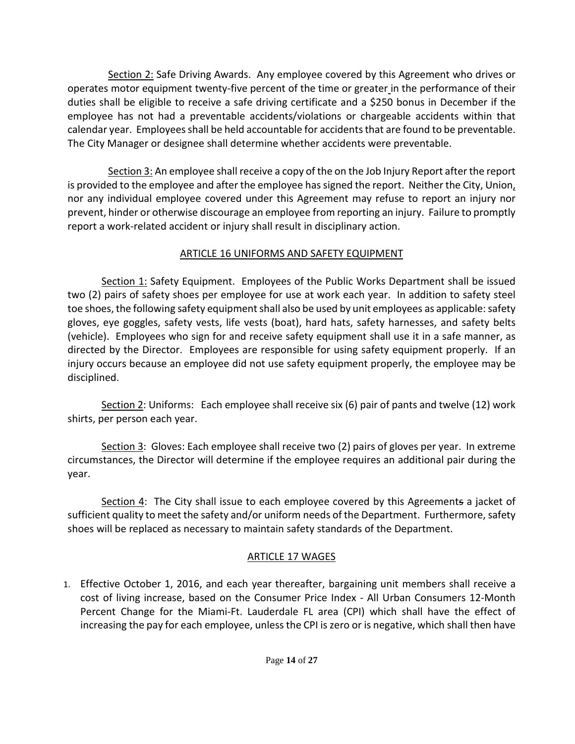Section 2: Safe Driving Awards. Any employee covered by this Agreement who drives or operates motor equipment twenty-five percent of the time or greater in the performance of their duties shall be eligible to receive a safe driving certificate and a $250 bonus in December if the employee has not had a preventable accidents/violations or chargeable accidents within that calendar year. Employees shall be held accountable for accidents that are found to be preventable. The City Manager or designee shall determine whether accidents were preventable.

Section 3: An employee shall receive a copy of the on the Job Injury Report after the report is provided to the employee and after the employee has signed the report. Neither the City, Union, nor any individual employee covered under this Agreement may refuse to report an injury nor prevent, hinder or otherwise discourage an employee from reporting an injury. Failure to promptly report a work-related accident or injury shall result in disciplinary action.

## ARTICLE 16 UNIFORMS AND SAFETY EQUIPMENT

Section 1: Safety Equipment. Employees of the Public Works Department shall be issued two (2) pairs of safety shoes per employee for use at work each year. In addition to safety steel toe shoes, the following safety equipment shall also be used by unit employees as applicable: safety gloves, eye goggles, safety vests, life vests (boat), hard hats, safety harnesses, and safety belts (vehicle). Employees who sign for and receive safety equipment shall use it in a safe manner, as directed by the Director. Employees are responsible for using safety equipment properly. If an injury occurs because an employee did not use safety equipment properly, the employee may be disciplined.

Section 2: Uniforms: Each employee shall receive six (6) pair of pants and twelve (12) work shirts, per person each year.

Section 3: Gloves: Each employee shall receive two (2) pairs of gloves per year. In extreme circumstances, the Director will determine if the employee requires an additional pair during the year.

Section 4: The City shall issue to each employee covered by this Agreements a jacket of sufficient quality to meet the safety and/or uniform needs of the Department. Furthermore, safety shoes will be replaced as necessary to maintain safety standards of the Department.

## ARTICLE 17 WAGES

1. Effective October 1, 2016, and each year thereafter, bargaining unit members shall receive a cost of living increase, based on the Consumer Price Index - All Urban Consumers 12-Month Percent Change for the Miami-Ft. Lauderdale FL area (CPI) which shall have the effect of increasing the pay for each employee, unless the CPI is zero or is negative, which shall then have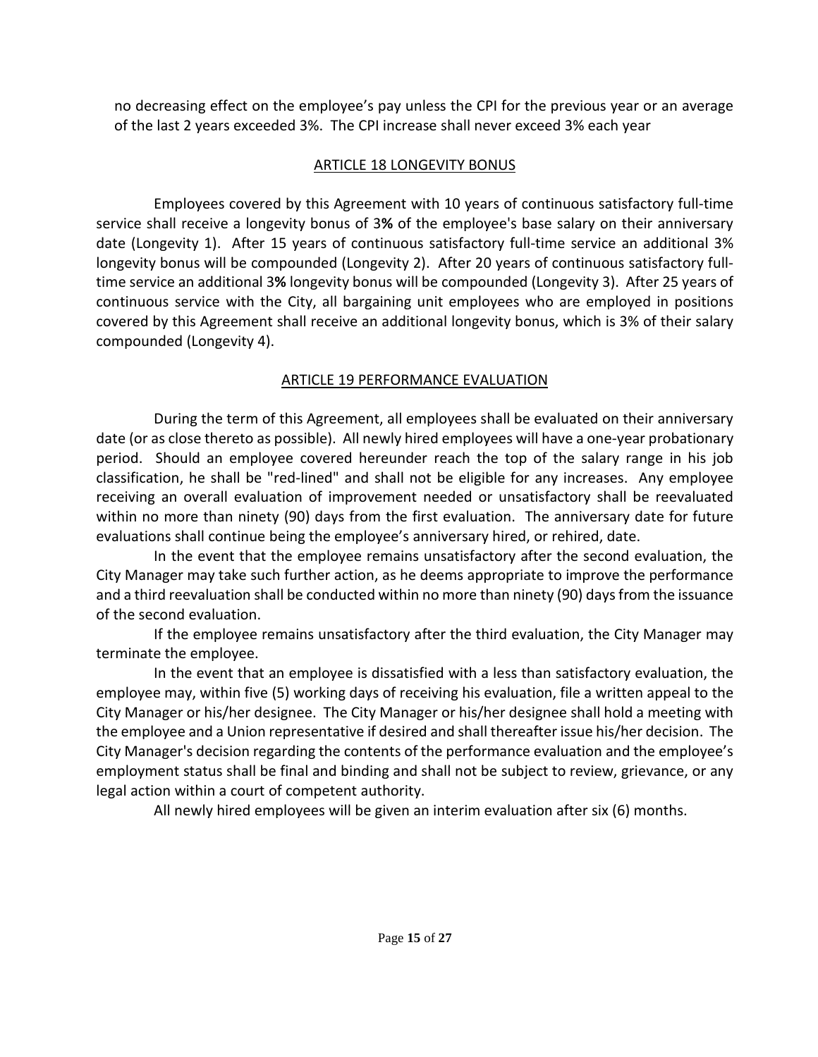no decreasing effect on the employee's pay unless the CPI for the previous year or an average of the last 2 years exceeded 3%. The CPI increase shall never exceed 3% each year

## ARTICLE 18 LONGEVITY BONUS

Employees covered by this Agreement with 10 years of continuous satisfactory full-time service shall receive a longevity bonus of 3**%** of the employee's base salary on their anniversary date (Longevity 1). After 15 years of continuous satisfactory full-time service an additional 3% longevity bonus will be compounded (Longevity 2). After 20 years of continuous satisfactory full-time service an additional 3**%** longevity bonus will be compounded (Longevity 3). After 25 years of continuous service with the City, all bargaining unit employees who are employed in positions covered by this Agreement shall receive an additional longevity bonus, which is 3% of their salary compounded (Longevity 4).

## ARTICLE 19 PERFORMANCE EVALUATION

During the term of this Agreement, all employees shall be evaluated on their anniversary date (or as close thereto as possible). All newly hired employees will have a one-year probationary period. Should an employee covered hereunder reach the top of the salary range in his job classification, he shall be "red-lined" and shall not be eligible for any increases. Any employee receiving an overall evaluation of improvement needed or unsatisfactory shall be reevaluated within no more than ninety (90) days from the first evaluation. The anniversary date for future evaluations shall continue being the employee's anniversary hired, or rehired, date.

In the event that the employee remains unsatisfactory after the second evaluation, the City Manager may take such further action, as he deems appropriate to improve the performance and a third reevaluation shall be conducted within no more than ninety (90) days from the issuance of the second evaluation.

If the employee remains unsatisfactory after the third evaluation, the City Manager may terminate the employee.

In the event that an employee is dissatisfied with a less than satisfactory evaluation, the employee may, within five (5) working days of receiving his evaluation, file a written appeal to the City Manager or his/her designee. The City Manager or his/her designee shall hold a meeting with the employee and a Union representative if desired and shall thereafter issue his/her decision. The City Manager's decision regarding the contents of the performance evaluation and the employee's employment status shall be final and binding and shall not be subject to review, grievance, or any legal action within a court of competent authority.

All newly hired employees will be given an interim evaluation after six (6) months.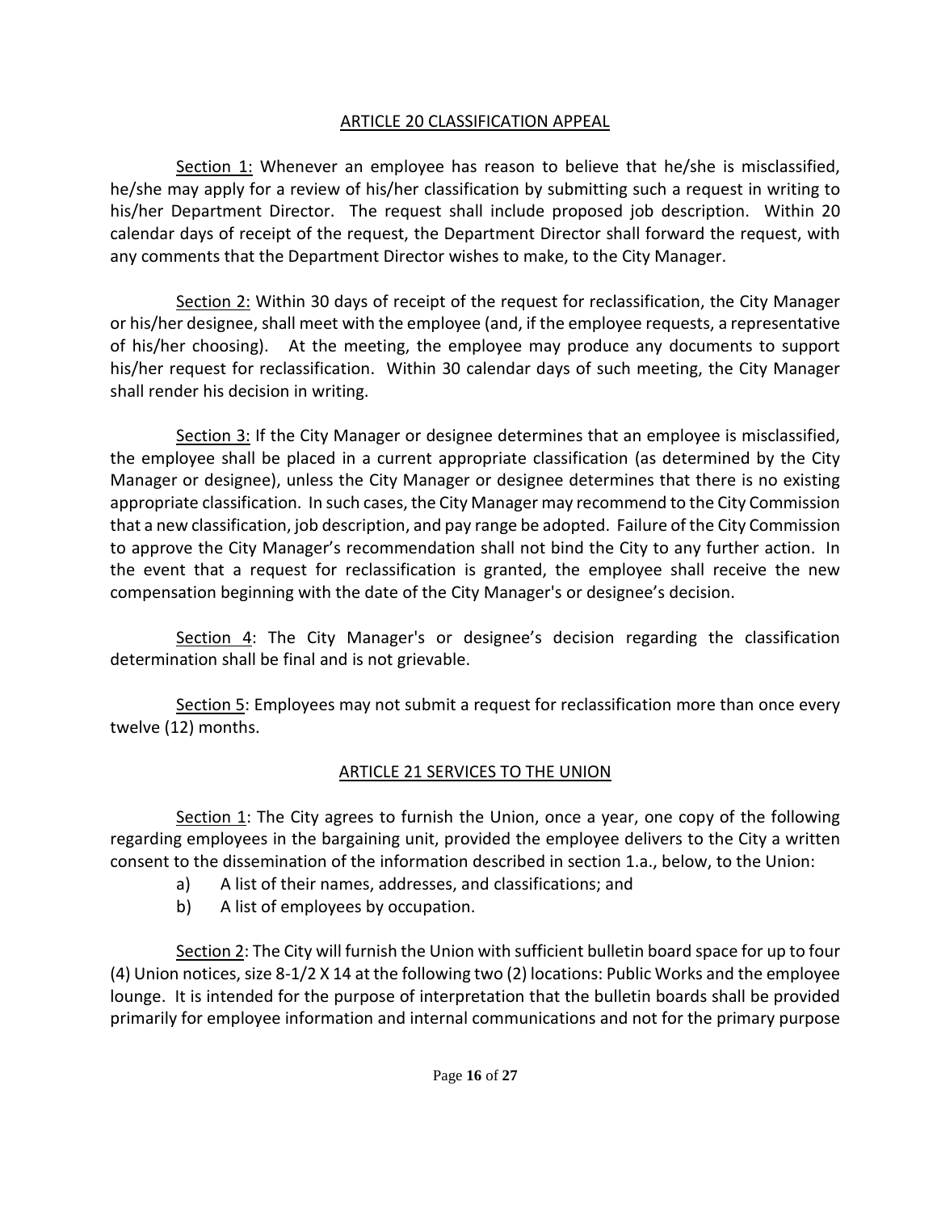## ARTICLE 20 CLASSIFICATION APPEAL

Section 1: Whenever an employee has reason to believe that he/she is misclassified, he/she may apply for a review of his/her classification by submitting such a request in writing to his/her Department Director. The request shall include proposed job description. Within 20 calendar days of receipt of the request, the Department Director shall forward the request, with any comments that the Department Director wishes to make, to the City Manager.

Section 2: Within 30 days of receipt of the request for reclassification, the City Manager or his/her designee, shall meet with the employee (and, if the employee requests, a representative of his/her choosing). At the meeting, the employee may produce any documents to support his/her request for reclassification. Within 30 calendar days of such meeting, the City Manager shall render his decision in writing.

Section 3: If the City Manager or designee determines that an employee is misclassified, the employee shall be placed in a current appropriate classification (as determined by the City Manager or designee), unless the City Manager or designee determines that there is no existing appropriate classification. In such cases, the City Manager may recommend to the City Commission that a new classification, job description, and pay range be adopted. Failure of the City Commission to approve the City Manager's recommendation shall not bind the City to any further action. In the event that a request for reclassification is granted, the employee shall receive the new compensation beginning with the date of the City Manager's or designee's decision.

Section 4: The City Manager's or designee's decision regarding the classification determination shall be final and is not grievable.

Section 5: Employees may not submit a request for reclassification more than once every twelve (12) months.

## ARTICLE 21 SERVICES TO THE UNION

Section 1: The City agrees to furnish the Union, once a year, one copy of the following regarding employees in the bargaining unit, provided the employee delivers to the City a written consent to the dissemination of the information described in section 1.a., below, to the Union:

a) A list of their names, addresses, and classifications; and
b) A list of employees by occupation.

Section 2: The City will furnish the Union with sufficient bulletin board space for up to four (4) Union notices, size 8-1/2 X 14 at the following two (2) locations: Public Works and the employee lounge. It is intended for the purpose of interpretation that the bulletin boards shall be provided primarily for employee information and internal communications and not for the primary purpose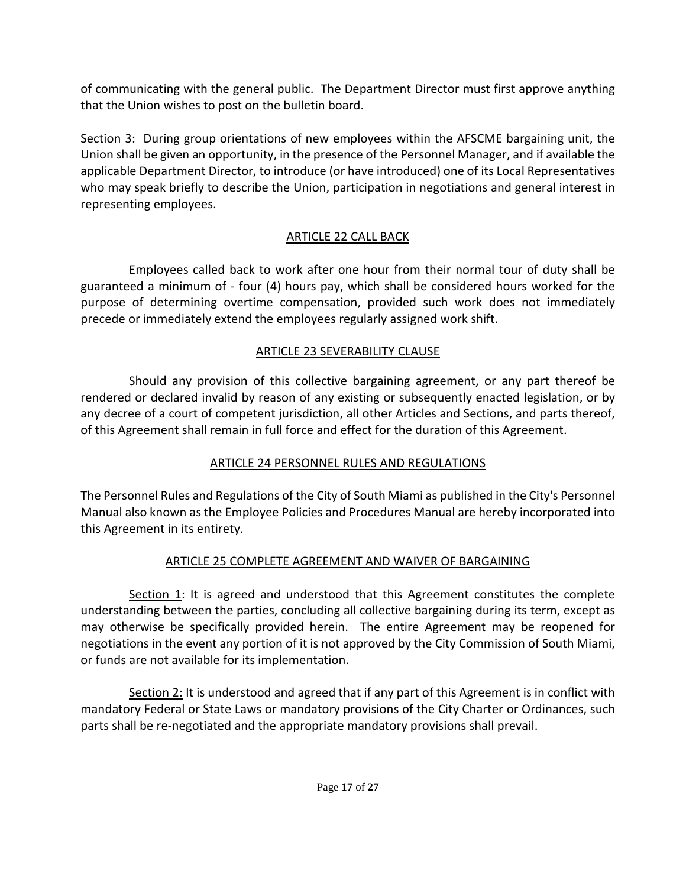of communicating with the general public. The Department Director must first approve anything that the Union wishes to post on the bulletin board.

Section 3: During group orientations of new employees within the AFSCME bargaining unit, the Union shall be given an opportunity, in the presence of the Personnel Manager, and if available the applicable Department Director, to introduce (or have introduced) one of its Local Representatives who may speak briefly to describe the Union, participation in negotiations and general interest in representing employees.

## ARTICLE 22 CALL BACK

Employees called back to work after one hour from their normal tour of duty shall be guaranteed a minimum of - four (4) hours pay, which shall be considered hours worked for the purpose of determining overtime compensation, provided such work does not immediately precede or immediately extend the employees regularly assigned work shift.

## ARTICLE 23 SEVERABILITY CLAUSE

Should any provision of this collective bargaining agreement, or any part thereof be rendered or declared invalid by reason of any existing or subsequently enacted legislation, or by any decree of a court of competent jurisdiction, all other Articles and Sections, and parts thereof, of this Agreement shall remain in full force and effect for the duration of this Agreement.

## ARTICLE 24 PERSONNEL RULES AND REGULATIONS

The Personnel Rules and Regulations of the City of South Miami as published in the City's Personnel Manual also known as the Employee Policies and Procedures Manual are hereby incorporated into this Agreement in its entirety.

## ARTICLE 25 COMPLETE AGREEMENT AND WAIVER OF BARGAINING

Section 1: It is agreed and understood that this Agreement constitutes the complete understanding between the parties, concluding all collective bargaining during its term, except as may otherwise be specifically provided herein. The entire Agreement may be reopened for negotiations in the event any portion of it is not approved by the City Commission of South Miami, or funds are not available for its implementation.

Section 2: It is understood and agreed that if any part of this Agreement is in conflict with mandatory Federal or State Laws or mandatory provisions of the City Charter or Ordinances, such parts shall be re-negotiated and the appropriate mandatory provisions shall prevail.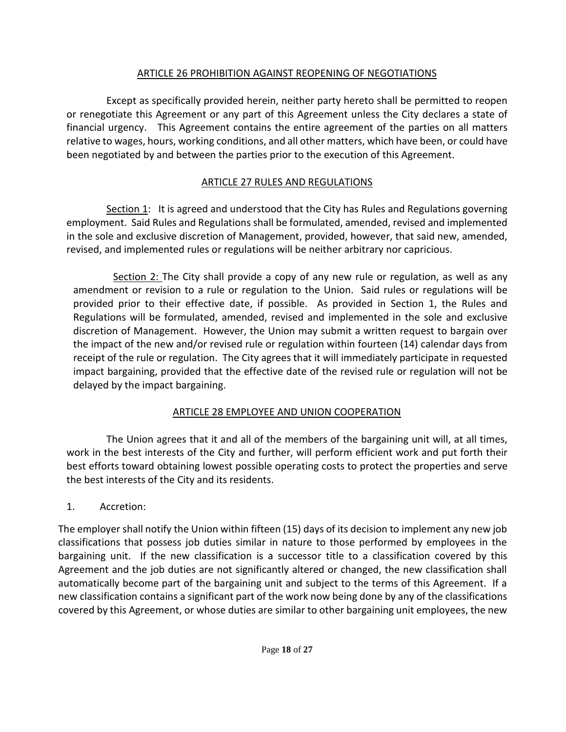## ARTICLE 26 PROHIBITION AGAINST REOPENING OF NEGOTIATIONS

Except as specifically provided herein, neither party hereto shall be permitted to reopen or renegotiate this Agreement or any part of this Agreement unless the City declares a state of financial urgency. This Agreement contains the entire agreement of the parties on all matters relative to wages, hours, working conditions, and all other matters, which have been, or could have been negotiated by and between the parties prior to the execution of this Agreement.

## ARTICLE 27 RULES AND REGULATIONS

Section 1: It is agreed and understood that the City has Rules and Regulations governing employment. Said Rules and Regulations shall be formulated, amended, revised and implemented in the sole and exclusive discretion of Management, provided, however, that said new, amended, revised, and implemented rules or regulations will be neither arbitrary nor capricious.

Section 2: The City shall provide a copy of any new rule or regulation, as well as any amendment or revision to a rule or regulation to the Union. Said rules or regulations will be provided prior to their effective date, if possible. As provided in Section 1, the Rules and Regulations will be formulated, amended, revised and implemented in the sole and exclusive discretion of Management. However, the Union may submit a written request to bargain over the impact of the new and/or revised rule or regulation within fourteen (14) calendar days from receipt of the rule or regulation. The City agrees that it will immediately participate in requested impact bargaining, provided that the effective date of the revised rule or regulation will not be delayed by the impact bargaining.

## ARTICLE 28 EMPLOYEE AND UNION COOPERATION

The Union agrees that it and all of the members of the bargaining unit will, at all times, work in the best interests of the City and further, will perform efficient work and put forth their best efforts toward obtaining lowest possible operating costs to protect the properties and serve the best interests of the City and its residents.

1. Accretion:

The employer shall notify the Union within fifteen (15) days of its decision to implement any new job classifications that possess job duties similar in nature to those performed by employees in the bargaining unit. If the new classification is a successor title to a classification covered by this Agreement and the job duties are not significantly altered or changed, the new classification shall automatically become part of the bargaining unit and subject to the terms of this Agreement. If a new classification contains a significant part of the work now being done by any of the classifications covered by this Agreement, or whose duties are similar to other bargaining unit employees, the new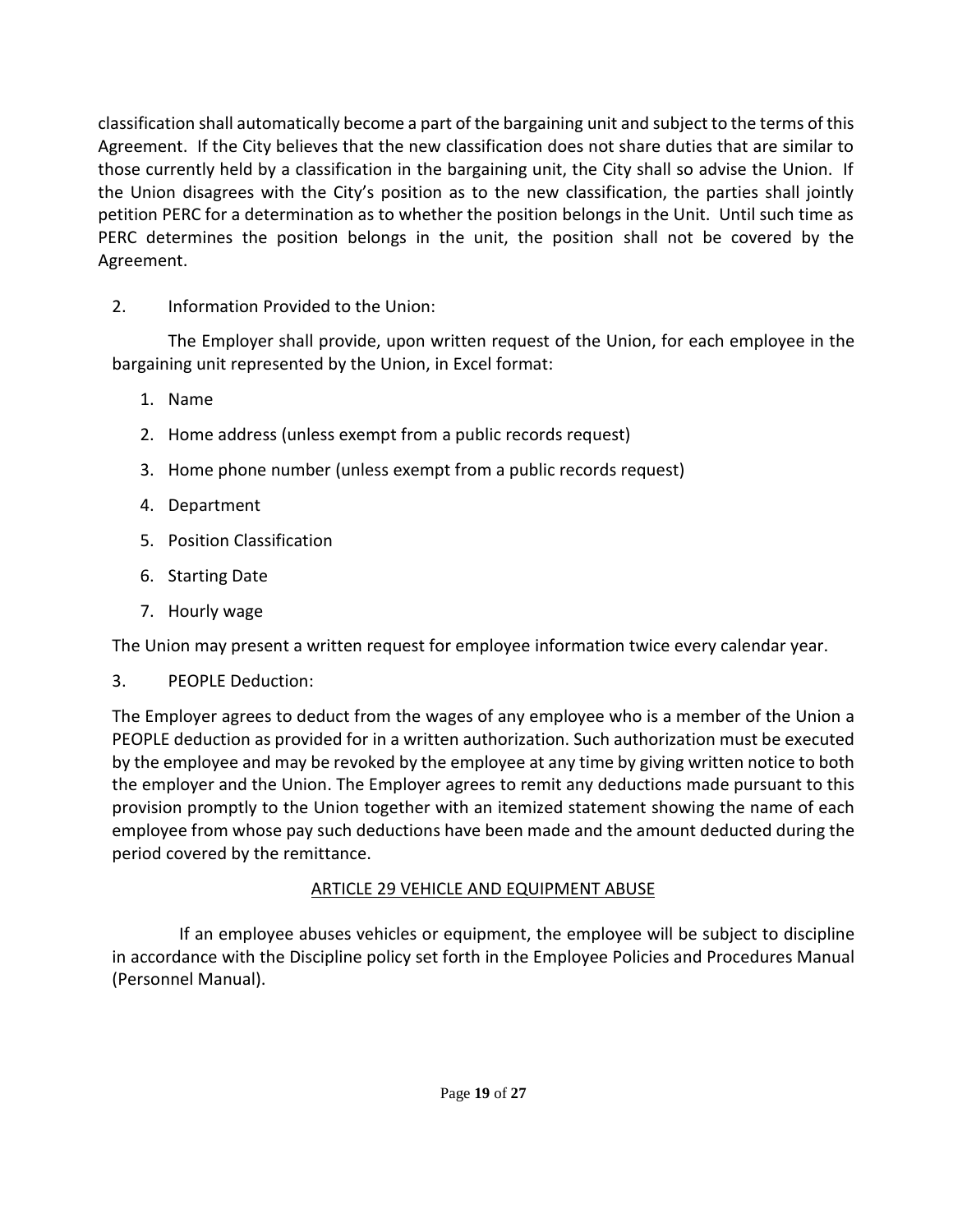classification shall automatically become a part of the bargaining unit and subject to the terms of this Agreement. If the City believes that the new classification does not share duties that are similar to those currently held by a classification in the bargaining unit, the City shall so advise the Union. If the Union disagrees with the City's position as to the new classification, the parties shall jointly petition PERC for a determination as to whether the position belongs in the Unit. Until such time as PERC determines the position belongs in the unit, the position shall not be covered by the Agreement.

2. Information Provided to the Union:

The Employer shall provide, upon written request of the Union, for each employee in the bargaining unit represented by the Union, in Excel format:

1. Name
2. Home address (unless exempt from a public records request)
3. Home phone number (unless exempt from a public records request)
4. Department
5. Position Classification
6. Starting Date
7. Hourly wage

The Union may present a written request for employee information twice every calendar year.

3. PEOPLE Deduction:

The Employer agrees to deduct from the wages of any employee who is a member of the Union a PEOPLE deduction as provided for in a written authorization. Such authorization must be executed by the employee and may be revoked by the employee at any time by giving written notice to both the employer and the Union. The Employer agrees to remit any deductions made pursuant to this provision promptly to the Union together with an itemized statement showing the name of each employee from whose pay such deductions have been made and the amount deducted during the period covered by the remittance.

## ARTICLE 29 VEHICLE AND EQUIPMENT ABUSE

If an employee abuses vehicles or equipment, the employee will be subject to discipline in accordance with the Discipline policy set forth in the Employee Policies and Procedures Manual (Personnel Manual).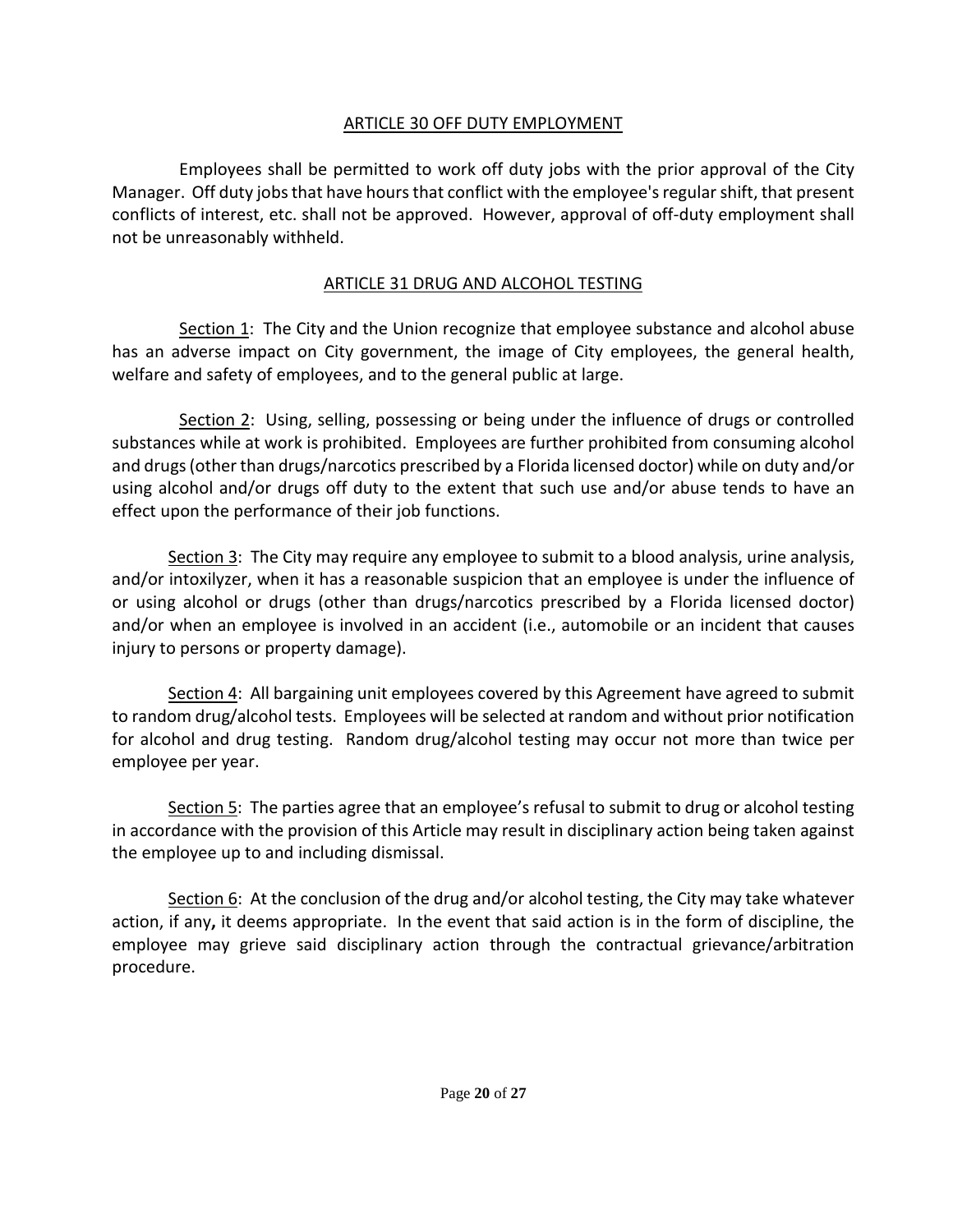## ARTICLE 30 OFF DUTY EMPLOYMENT

Employees shall be permitted to work off duty jobs with the prior approval of the City Manager. Off duty jobs that have hours that conflict with the employee's regular shift, that present conflicts of interest, etc. shall not be approved. However, approval of off-duty employment shall not be unreasonably withheld.

## ARTICLE 31 DRUG AND ALCOHOL TESTING

Section 1: The City and the Union recognize that employee substance and alcohol abuse has an adverse impact on City government, the image of City employees, the general health, welfare and safety of employees, and to the general public at large.

Section 2: Using, selling, possessing or being under the influence of drugs or controlled substances while at work is prohibited. Employees are further prohibited from consuming alcohol and drugs (other than drugs/narcotics prescribed by a Florida licensed doctor) while on duty and/or using alcohol and/or drugs off duty to the extent that such use and/or abuse tends to have an effect upon the performance of their job functions.

Section 3: The City may require any employee to submit to a blood analysis, urine analysis, and/or intoxilyzer, when it has a reasonable suspicion that an employee is under the influence of or using alcohol or drugs (other than drugs/narcotics prescribed by a Florida licensed doctor) and/or when an employee is involved in an accident (i.e., automobile or an incident that causes injury to persons or property damage).

Section 4: All bargaining unit employees covered by this Agreement have agreed to submit to random drug/alcohol tests. Employees will be selected at random and without prior notification for alcohol and drug testing. Random drug/alcohol testing may occur not more than twice per employee per year.

Section 5: The parties agree that an employee's refusal to submit to drug or alcohol testing in accordance with the provision of this Article may result in disciplinary action being taken against the employee up to and including dismissal.

Section 6: At the conclusion of the drug and/or alcohol testing, the City may take whatever action, if any, it deems appropriate. In the event that said action is in the form of discipline, the employee may grieve said disciplinary action through the contractual grievance/arbitration procedure.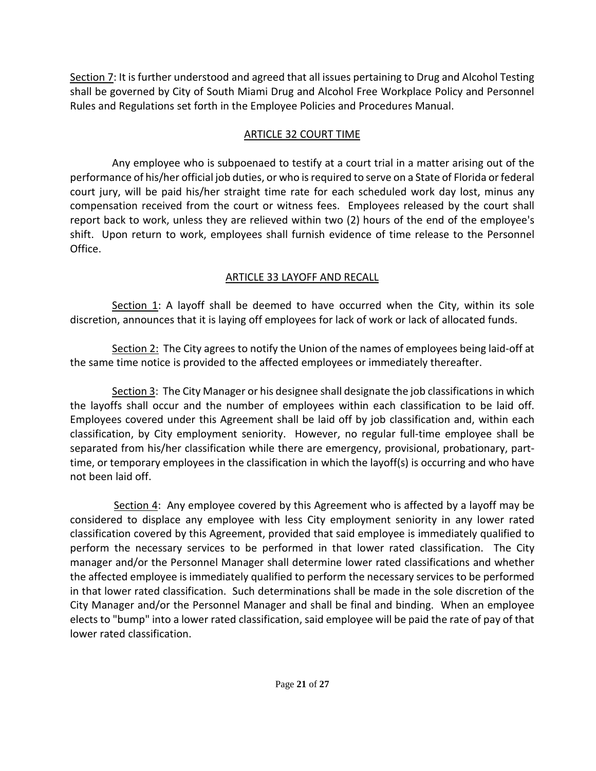Section 7: It is further understood and agreed that all issues pertaining to Drug and Alcohol Testing shall be governed by City of South Miami Drug and Alcohol Free Workplace Policy and Personnel Rules and Regulations set forth in the Employee Policies and Procedures Manual.

## ARTICLE 32 COURT TIME

Any employee who is subpoenaed to testify at a court trial in a matter arising out of the performance of his/her official job duties, or who is required to serve on a State of Florida or federal court jury, will be paid his/her straight time rate for each scheduled work day lost, minus any compensation received from the court or witness fees. Employees released by the court shall report back to work, unless they are relieved within two (2) hours of the end of the employee's shift. Upon return to work, employees shall furnish evidence of time release to the Personnel Office.

## ARTICLE 33 LAYOFF AND RECALL

Section 1: A layoff shall be deemed to have occurred when the City, within its sole discretion, announces that it is laying off employees for lack of work or lack of allocated funds.

Section 2: The City agrees to notify the Union of the names of employees being laid-off at the same time notice is provided to the affected employees or immediately thereafter.

Section 3: The City Manager or his designee shall designate the job classifications in which the layoffs shall occur and the number of employees within each classification to be laid off. Employees covered under this Agreement shall be laid off by job classification and, within each classification, by City employment seniority. However, no regular full-time employee shall be separated from his/her classification while there are emergency, provisional, probationary, part-time, or temporary employees in the classification in which the layoff(s) is occurring and who have not been laid off.

Section 4: Any employee covered by this Agreement who is affected by a layoff may be considered to displace any employee with less City employment seniority in any lower rated classification covered by this Agreement, provided that said employee is immediately qualified to perform the necessary services to be performed in that lower rated classification. The City manager and/or the Personnel Manager shall determine lower rated classifications and whether the affected employee is immediately qualified to perform the necessary services to be performed in that lower rated classification. Such determinations shall be made in the sole discretion of the City Manager and/or the Personnel Manager and shall be final and binding. When an employee elects to "bump" into a lower rated classification, said employee will be paid the rate of pay of that lower rated classification.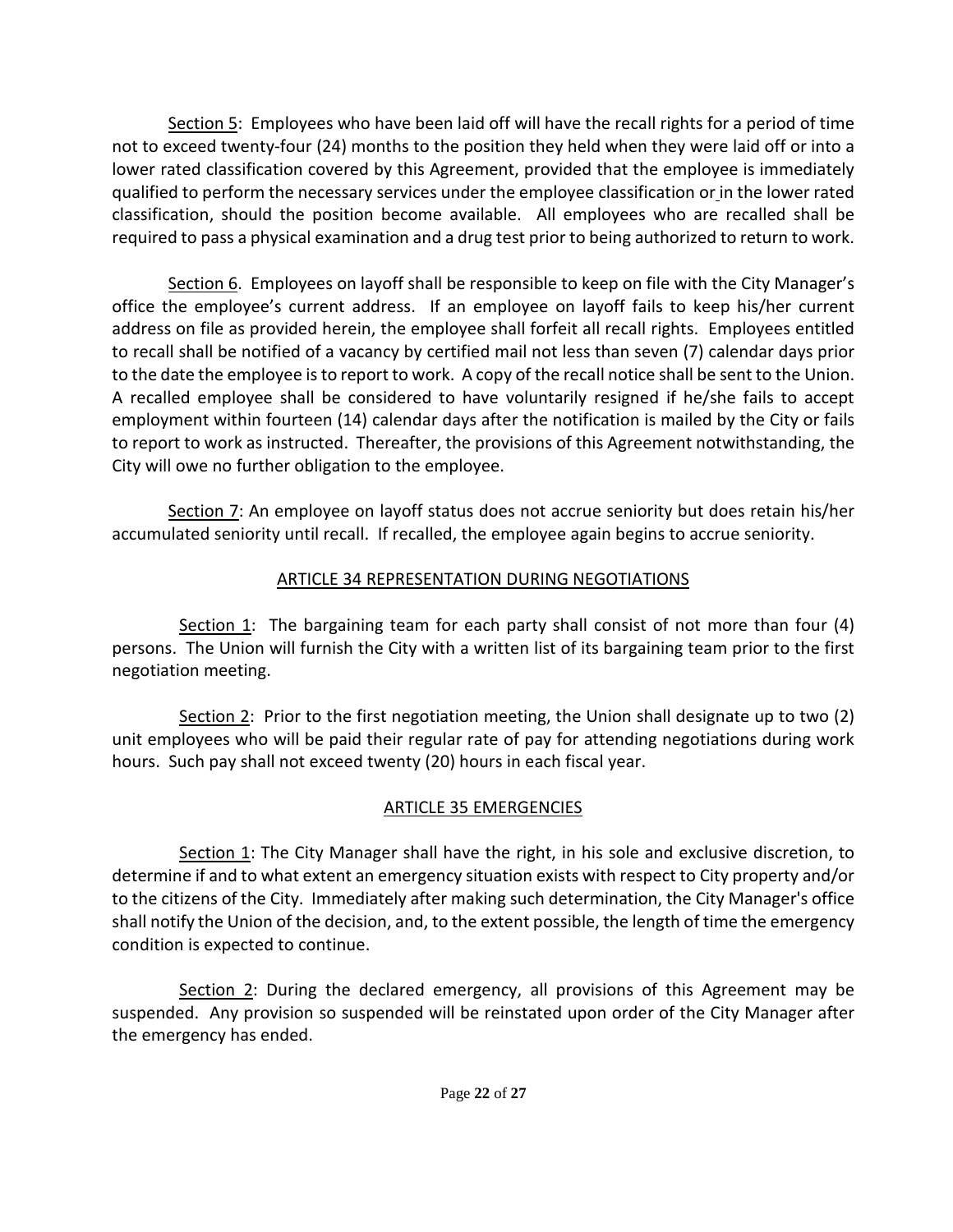Section 5: Employees who have been laid off will have the recall rights for a period of time not to exceed twenty-four (24) months to the position they held when they were laid off or into a lower rated classification covered by this Agreement, provided that the employee is immediately qualified to perform the necessary services under the employee classification or in the lower rated classification, should the position become available. All employees who are recalled shall be required to pass a physical examination and a drug test prior to being authorized to return to work.

Section 6. Employees on layoff shall be responsible to keep on file with the City Manager's office the employee's current address. If an employee on layoff fails to keep his/her current address on file as provided herein, the employee shall forfeit all recall rights. Employees entitled to recall shall be notified of a vacancy by certified mail not less than seven (7) calendar days prior to the date the employee is to report to work. A copy of the recall notice shall be sent to the Union. A recalled employee shall be considered to have voluntarily resigned if he/she fails to accept employment within fourteen (14) calendar days after the notification is mailed by the City or fails to report to work as instructed. Thereafter, the provisions of this Agreement notwithstanding, the City will owe no further obligation to the employee.

Section 7: An employee on layoff status does not accrue seniority but does retain his/her accumulated seniority until recall. If recalled, the employee again begins to accrue seniority.

## ARTICLE 34 REPRESENTATION DURING NEGOTIATIONS

Section 1: The bargaining team for each party shall consist of not more than four (4) persons. The Union will furnish the City with a written list of its bargaining team prior to the first negotiation meeting.

Section 2: Prior to the first negotiation meeting, the Union shall designate up to two (2) unit employees who will be paid their regular rate of pay for attending negotiations during work hours. Such pay shall not exceed twenty (20) hours in each fiscal year.

## ARTICLE 35 EMERGENCIES

Section 1: The City Manager shall have the right, in his sole and exclusive discretion, to determine if and to what extent an emergency situation exists with respect to City property and/or to the citizens of the City. Immediately after making such determination, the City Manager's office shall notify the Union of the decision, and, to the extent possible, the length of time the emergency condition is expected to continue.

Section 2: During the declared emergency, all provisions of this Agreement may be suspended. Any provision so suspended will be reinstated upon order of the City Manager after the emergency has ended.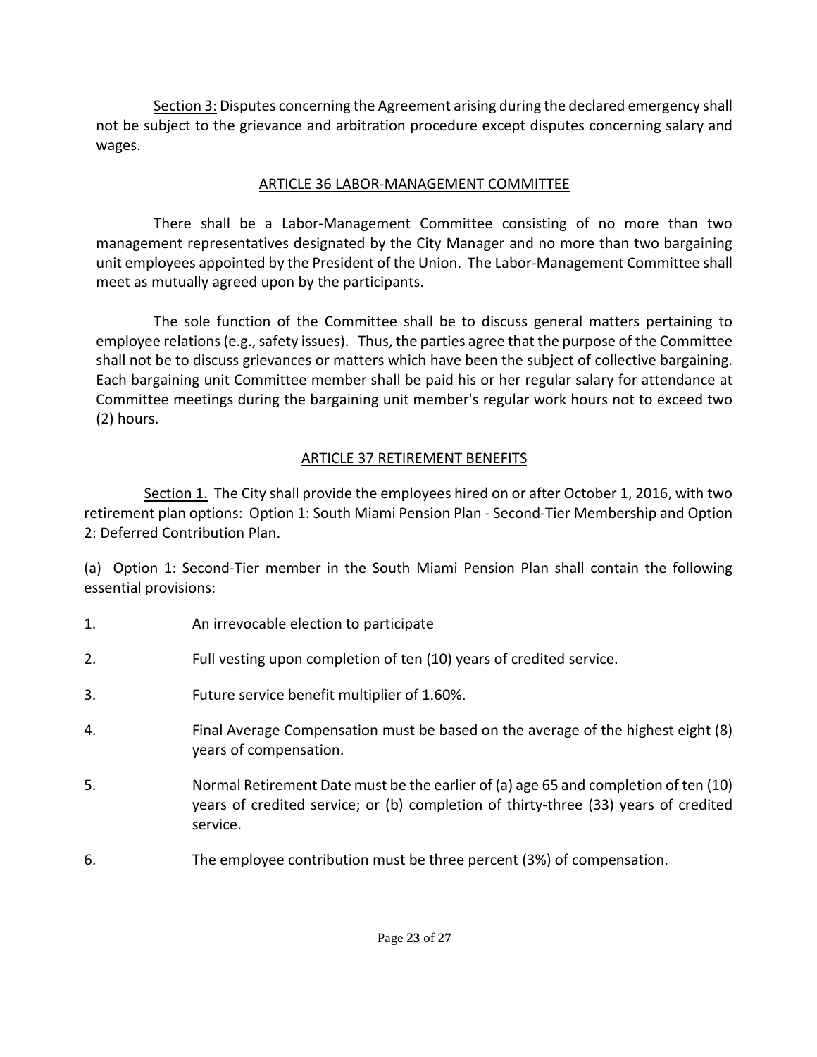Section 3: Disputes concerning the Agreement arising during the declared emergency shall not be subject to the grievance and arbitration procedure except disputes concerning salary and wages.

## ARTICLE 36 LABOR-MANAGEMENT COMMITTEE

There shall be a Labor-Management Committee consisting of no more than two management representatives designated by the City Manager and no more than two bargaining unit employees appointed by the President of the Union. The Labor-Management Committee shall meet as mutually agreed upon by the participants.

The sole function of the Committee shall be to discuss general matters pertaining to employee relations (e.g., safety issues). Thus, the parties agree that the purpose of the Committee shall not be to discuss grievances or matters which have been the subject of collective bargaining. Each bargaining unit Committee member shall be paid his or her regular salary for attendance at Committee meetings during the bargaining unit member's regular work hours not to exceed two (2) hours.

## ARTICLE 37 RETIREMENT BENEFITS

Section 1. The City shall provide the employees hired on or after October 1, 2016, with two retirement plan options: Option 1: South Miami Pension Plan - Second-Tier Membership and Option 2: Deferred Contribution Plan.

(a) Option 1: Second-Tier member in the South Miami Pension Plan shall contain the following essential provisions:

1. An irrevocable election to participate
2. Full vesting upon completion of ten (10) years of credited service.
3. Future service benefit multiplier of 1.60%.
4. Final Average Compensation must be based on the average of the highest eight (8) years of compensation.
5. Normal Retirement Date must be the earlier of (a) age 65 and completion of ten (10) years of credited service; or (b) completion of thirty-three (33) years of credited service.
6. The employee contribution must be three percent (3%) of compensation.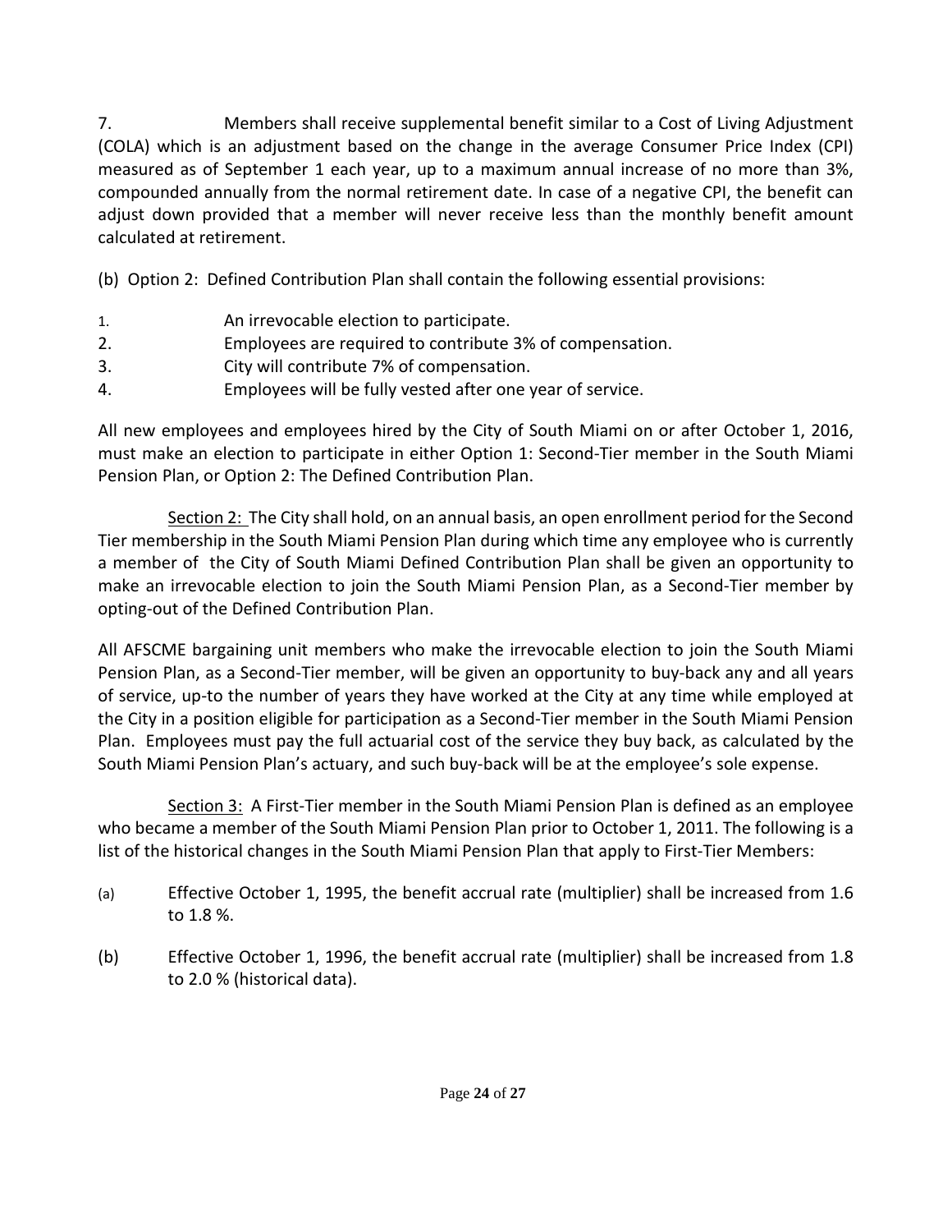7. Members shall receive supplemental benefit similar to a Cost of Living Adjustment (COLA) which is an adjustment based on the change in the average Consumer Price Index (CPI) measured as of September 1 each year, up to a maximum annual increase of no more than 3%, compounded annually from the normal retirement date. In case of a negative CPI, the benefit can adjust down provided that a member will never receive less than the monthly benefit amount calculated at retirement.

(b) Option 2: Defined Contribution Plan shall contain the following essential provisions:

1. An irrevocable election to participate.
2. Employees are required to contribute 3% of compensation.
3. City will contribute 7% of compensation.
4. Employees will be fully vested after one year of service.

All new employees and employees hired by the City of South Miami on or after October 1, 2016, must make an election to participate in either Option 1: Second-Tier member in the South Miami Pension Plan, or Option 2: The Defined Contribution Plan.

<u>Section 2:</u> The City shall hold, on an annual basis, an open enrollment period for the Second Tier membership in the South Miami Pension Plan during which time any employee who is currently a member of the City of South Miami Defined Contribution Plan shall be given an opportunity to make an irrevocable election to join the South Miami Pension Plan, as a Second-Tier member by opting-out of the Defined Contribution Plan.

All AFSCME bargaining unit members who make the irrevocable election to join the South Miami Pension Plan, as a Second-Tier member, will be given an opportunity to buy-back any and all years of service, up-to the number of years they have worked at the City at any time while employed at the City in a position eligible for participation as a Second-Tier member in the South Miami Pension Plan. Employees must pay the full actuarial cost of the service they buy back, as calculated by the South Miami Pension Plan's actuary, and such buy-back will be at the employee's sole expense.

<u>Section 3:</u> A First-Tier member in the South Miami Pension Plan is defined as an employee who became a member of the South Miami Pension Plan prior to October 1, 2011. The following is a list of the historical changes in the South Miami Pension Plan that apply to First-Tier Members:

(a) Effective October 1, 1995, the benefit accrual rate (multiplier) shall be increased from 1.6 to 1.8 %.

(b) Effective October 1, 1996, the benefit accrual rate (multiplier) shall be increased from 1.8 to 2.0 % (historical data).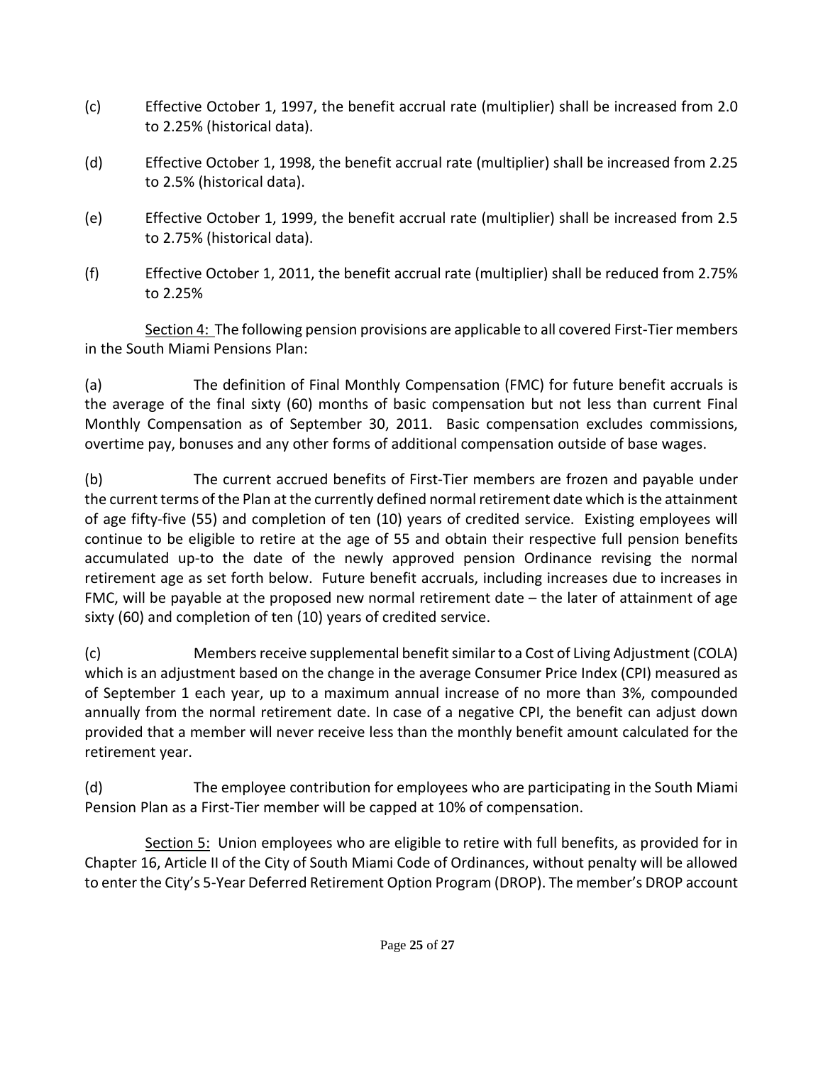(c) Effective October 1, 1997, the benefit accrual rate (multiplier) shall be increased from 2.0 to 2.25% (historical data).

(d) Effective October 1, 1998, the benefit accrual rate (multiplier) shall be increased from 2.25 to 2.5% (historical data).

(e) Effective October 1, 1999, the benefit accrual rate (multiplier) shall be increased from 2.5 to 2.75% (historical data).

(f) Effective October 1, 2011, the benefit accrual rate (multiplier) shall be reduced from 2.75% to 2.25%

Section 4: The following pension provisions are applicable to all covered First-Tier members in the South Miami Pensions Plan:

(a) The definition of Final Monthly Compensation (FMC) for future benefit accruals is the average of the final sixty (60) months of basic compensation but not less than current Final Monthly Compensation as of September 30, 2011. Basic compensation excludes commissions, overtime pay, bonuses and any other forms of additional compensation outside of base wages.

(b) The current accrued benefits of First-Tier members are frozen and payable under the current terms of the Plan at the currently defined normal retirement date which is the attainment of age fifty-five (55) and completion of ten (10) years of credited service. Existing employees will continue to be eligible to retire at the age of 55 and obtain their respective full pension benefits accumulated up-to the date of the newly approved pension Ordinance revising the normal retirement age as set forth below. Future benefit accruals, including increases due to increases in FMC, will be payable at the proposed new normal retirement date – the later of attainment of age sixty (60) and completion of ten (10) years of credited service.

(c) Members receive supplemental benefit similar to a Cost of Living Adjustment (COLA) which is an adjustment based on the change in the average Consumer Price Index (CPI) measured as of September 1 each year, up to a maximum annual increase of no more than 3%, compounded annually from the normal retirement date. In case of a negative CPI, the benefit can adjust down provided that a member will never receive less than the monthly benefit amount calculated for the retirement year.

(d) The employee contribution for employees who are participating in the South Miami Pension Plan as a First-Tier member will be capped at 10% of compensation.

Section 5: Union employees who are eligible to retire with full benefits, as provided for in Chapter 16, Article II of the City of South Miami Code of Ordinances, without penalty will be allowed to enter the City's 5-Year Deferred Retirement Option Program (DROP). The member's DROP account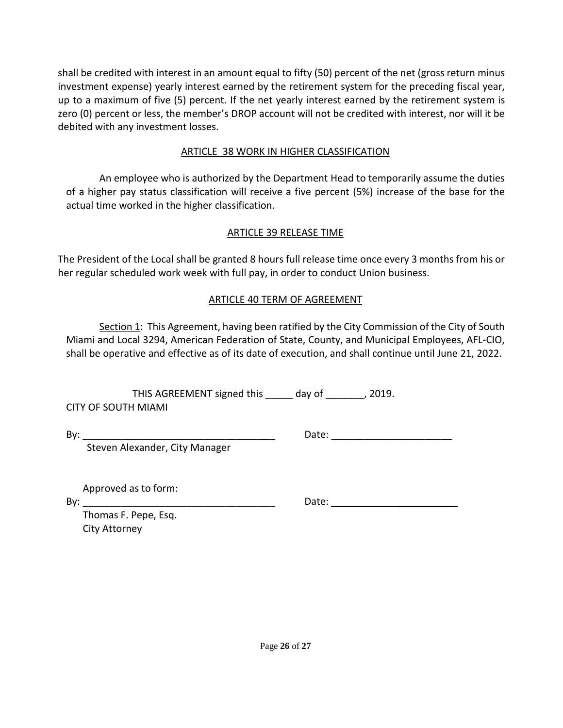shall be credited with interest in an amount equal to fifty (50) percent of the net (gross return minus investment expense) yearly interest earned by the retirement system for the preceding fiscal year, up to a maximum of five (5) percent. If the net yearly interest earned by the retirement system is zero (0) percent or less, the member's DROP account will not be credited with interest, nor will it be debited with any investment losses.

## ARTICLE 38 WORK IN HIGHER CLASSIFICATION

An employee who is authorized by the Department Head to temporarily assume the duties of a higher pay status classification will receive a five percent (5%) increase of the base for the actual time worked in the higher classification.

## ARTICLE 39 RELEASE TIME

The President of the Local shall be granted 8 hours full release time once every 3 months from his or her regular scheduled work week with full pay, in order to conduct Union business.

## ARTICLE 40 TERM OF AGREEMENT

Section 1: This Agreement, having been ratified by the City Commission of the City of South Miami and Local 3294, American Federation of State, County, and Municipal Employees, AFL-CIO, shall be operative and effective as of its date of execution, and shall continue until June 21, 2022.

THIS AGREEMENT signed this _____ day of _______, 2019.

CITY OF SOUTH MIAMI

By: ___________________________________ Date: ______________________

Steven Alexander, City Manager

Approved as to form:

By: ___________________________________ Date: ______________________

Thomas F. Pepe, Esq.

City Attorney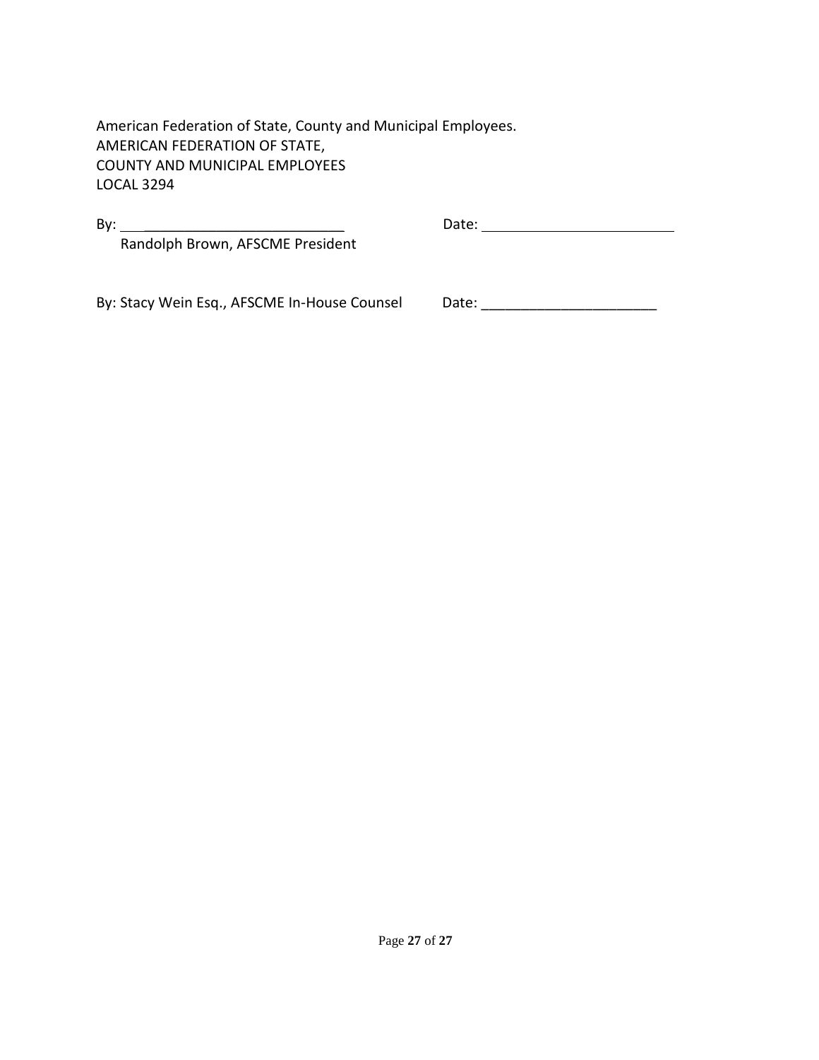American Federation of State, County and Municipal Employees.
AMERICAN FEDERATION OF STATE,
COUNTY AND MUNICIPAL EMPLOYEES
LOCAL 3294

By: ___________________________ Date: _________________________
Randolph Brown, AFSCME President

By: Stacy Wein Esq., AFSCME In-House Counsel Date: ______________________